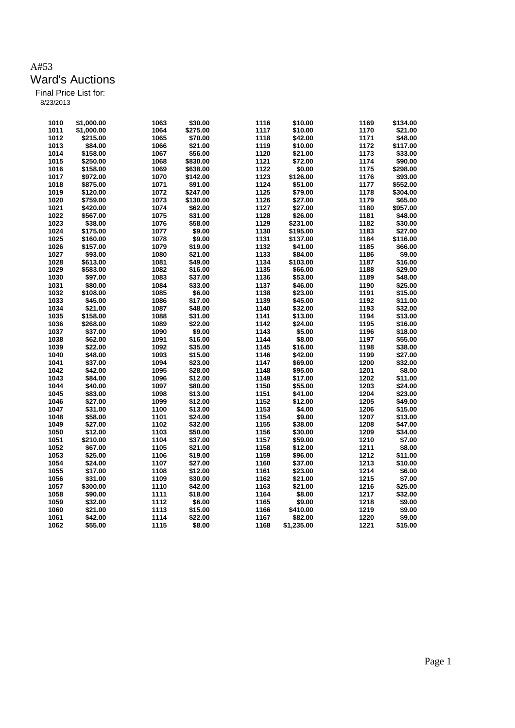A#53

# Ward's Auctions

Final Price List for:

8/23/2013

| Lot | Price | Lot | Price | Lot | Price | Lot | Price |
|---|---|---|---|---|---|---|---|
| 1010 | $1,000.00 | 1063 | $30.00 | 1116 | $10.00 | 1169 | $134.00 |
| 1011 | $1,000.00 | 1064 | $275.00 | 1117 | $10.00 | 1170 | $21.00 |
| 1012 | $215.00 | 1065 | $70.00 | 1118 | $42.00 | 1171 | $48.00 |
| 1013 | $84.00 | 1066 | $21.00 | 1119 | $10.00 | 1172 | $117.00 |
| 1014 | $158.00 | 1067 | $56.00 | 1120 | $21.00 | 1173 | $33.00 |
| 1015 | $250.00 | 1068 | $830.00 | 1121 | $72.00 | 1174 | $90.00 |
| 1016 | $158.00 | 1069 | $638.00 | 1122 | $0.00 | 1175 | $298.00 |
| 1017 | $972.00 | 1070 | $142.00 | 1123 | $126.00 | 1176 | $93.00 |
| 1018 | $875.00 | 1071 | $91.00 | 1124 | $51.00 | 1177 | $552.00 |
| 1019 | $120.00 | 1072 | $247.00 | 1125 | $79.00 | 1178 | $304.00 |
| 1020 | $759.00 | 1073 | $130.00 | 1126 | $27.00 | 1179 | $65.00 |
| 1021 | $420.00 | 1074 | $62.00 | 1127 | $27.00 | 1180 | $957.00 |
| 1022 | $567.00 | 1075 | $31.00 | 1128 | $26.00 | 1181 | $48.00 |
| 1023 | $38.00 | 1076 | $58.00 | 1129 | $231.00 | 1182 | $30.00 |
| 1024 | $175.00 | 1077 | $9.00 | 1130 | $195.00 | 1183 | $27.00 |
| 1025 | $160.00 | 1078 | $9.00 | 1131 | $137.00 | 1184 | $116.00 |
| 1026 | $157.00 | 1079 | $19.00 | 1132 | $41.00 | 1185 | $66.00 |
| 1027 | $93.00 | 1080 | $21.00 | 1133 | $84.00 | 1186 | $9.00 |
| 1028 | $613.00 | 1081 | $49.00 | 1134 | $103.00 | 1187 | $16.00 |
| 1029 | $583.00 | 1082 | $16.00 | 1135 | $66.00 | 1188 | $29.00 |
| 1030 | $97.00 | 1083 | $37.00 | 1136 | $53.00 | 1189 | $48.00 |
| 1031 | $80.00 | 1084 | $33.00 | 1137 | $46.00 | 1190 | $25.00 |
| 1032 | $108.00 | 1085 | $6.00 | 1138 | $23.00 | 1191 | $15.00 |
| 1033 | $45.00 | 1086 | $17.00 | 1139 | $45.00 | 1192 | $11.00 |
| 1034 | $21.00 | 1087 | $48.00 | 1140 | $32.00 | 1193 | $32.00 |
| 1035 | $158.00 | 1088 | $31.00 | 1141 | $13.00 | 1194 | $13.00 |
| 1036 | $268.00 | 1089 | $22.00 | 1142 | $24.00 | 1195 | $16.00 |
| 1037 | $37.00 | 1090 | $9.00 | 1143 | $5.00 | 1196 | $18.00 |
| 1038 | $62.00 | 1091 | $16.00 | 1144 | $8.00 | 1197 | $55.00 |
| 1039 | $22.00 | 1092 | $35.00 | 1145 | $16.00 | 1198 | $38.00 |
| 1040 | $48.00 | 1093 | $15.00 | 1146 | $42.00 | 1199 | $27.00 |
| 1041 | $37.00 | 1094 | $23.00 | 1147 | $69.00 | 1200 | $32.00 |
| 1042 | $42.00 | 1095 | $28.00 | 1148 | $95.00 | 1201 | $8.00 |
| 1043 | $84.00 | 1096 | $12.00 | 1149 | $17.00 | 1202 | $11.00 |
| 1044 | $40.00 | 1097 | $80.00 | 1150 | $55.00 | 1203 | $24.00 |
| 1045 | $83.00 | 1098 | $13.00 | 1151 | $41.00 | 1204 | $23.00 |
| 1046 | $27.00 | 1099 | $12.00 | 1152 | $12.00 | 1205 | $49.00 |
| 1047 | $31.00 | 1100 | $13.00 | 1153 | $4.00 | 1206 | $15.00 |
| 1048 | $58.00 | 1101 | $24.00 | 1154 | $9.00 | 1207 | $13.00 |
| 1049 | $27.00 | 1102 | $32.00 | 1155 | $38.00 | 1208 | $47.00 |
| 1050 | $12.00 | 1103 | $50.00 | 1156 | $30.00 | 1209 | $34.00 |
| 1051 | $210.00 | 1104 | $37.00 | 1157 | $59.00 | 1210 | $7.00 |
| 1052 | $67.00 | 1105 | $21.00 | 1158 | $12.00 | 1211 | $8.00 |
| 1053 | $25.00 | 1106 | $19.00 | 1159 | $96.00 | 1212 | $11.00 |
| 1054 | $24.00 | 1107 | $27.00 | 1160 | $37.00 | 1213 | $10.00 |
| 1055 | $17.00 | 1108 | $12.00 | 1161 | $23.00 | 1214 | $6.00 |
| 1056 | $31.00 | 1109 | $30.00 | 1162 | $21.00 | 1215 | $7.00 |
| 1057 | $300.00 | 1110 | $42.00 | 1163 | $21.00 | 1216 | $25.00 |
| 1058 | $90.00 | 1111 | $18.00 | 1164 | $8.00 | 1217 | $32.00 |
| 1059 | $32.00 | 1112 | $6.00 | 1165 | $9.00 | 1218 | $9.00 |
| 1060 | $21.00 | 1113 | $15.00 | 1166 | $410.00 | 1219 | $9.00 |
| 1061 | $42.00 | 1114 | $22.00 | 1167 | $82.00 | 1220 | $9.00 |
| 1062 | $55.00 | 1115 | $8.00 | 1168 | $1,235.00 | 1221 | $15.00 |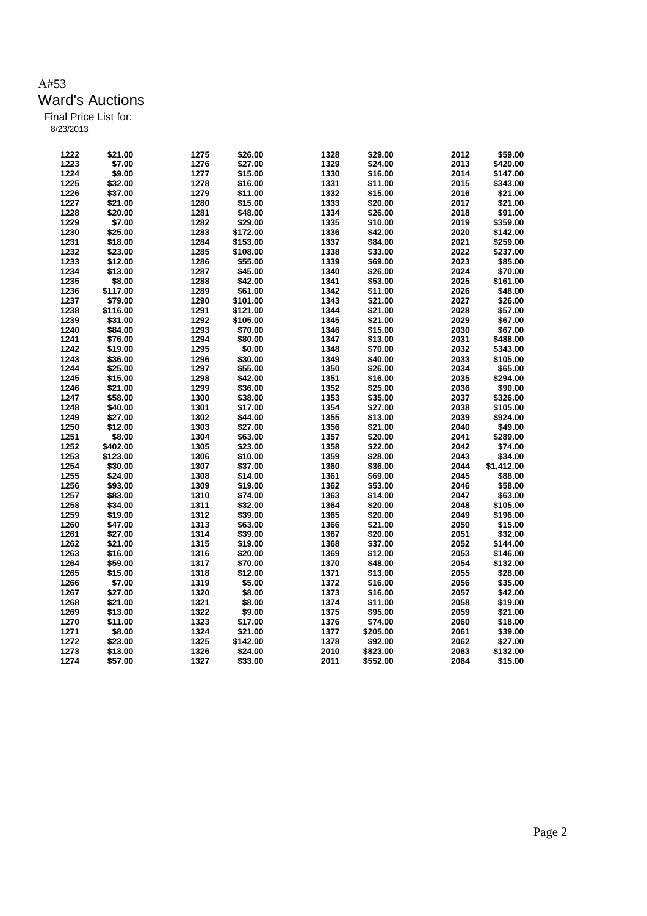A#53

# Ward's Auctions

Final Price List for:

8/23/2013

| | | | | | | | |
|---|---|---|---|---|---|---|---|
| 1222 | $21.00 | 1275 | $26.00 | 1328 | $29.00 | 2012 | $59.00 |
| 1223 | $7.00 | 1276 | $27.00 | 1329 | $24.00 | 2013 | $420.00 |
| 1224 | $9.00 | 1277 | $15.00 | 1330 | $16.00 | 2014 | $147.00 |
| 1225 | $32.00 | 1278 | $16.00 | 1331 | $11.00 | 2015 | $343.00 |
| 1226 | $37.00 | 1279 | $11.00 | 1332 | $15.00 | 2016 | $21.00 |
| 1227 | $21.00 | 1280 | $15.00 | 1333 | $20.00 | 2017 | $21.00 |
| 1228 | $20.00 | 1281 | $48.00 | 1334 | $26.00 | 2018 | $91.00 |
| 1229 | $7.00 | 1282 | $29.00 | 1335 | $10.00 | 2019 | $359.00 |
| 1230 | $25.00 | 1283 | $172.00 | 1336 | $42.00 | 2020 | $142.00 |
| 1231 | $18.00 | 1284 | $153.00 | 1337 | $84.00 | 2021 | $259.00 |
| 1232 | $23.00 | 1285 | $108.00 | 1338 | $33.00 | 2022 | $237.00 |
| 1233 | $12.00 | 1286 | $55.00 | 1339 | $69.00 | 2023 | $85.00 |
| 1234 | $13.00 | 1287 | $45.00 | 1340 | $26.00 | 2024 | $70.00 |
| 1235 | $8.00 | 1288 | $42.00 | 1341 | $53.00 | 2025 | $161.00 |
| 1236 | $117.00 | 1289 | $61.00 | 1342 | $11.00 | 2026 | $48.00 |
| 1237 | $79.00 | 1290 | $101.00 | 1343 | $21.00 | 2027 | $26.00 |
| 1238 | $116.00 | 1291 | $121.00 | 1344 | $21.00 | 2028 | $57.00 |
| 1239 | $31.00 | 1292 | $105.00 | 1345 | $21.00 | 2029 | $67.00 |
| 1240 | $84.00 | 1293 | $70.00 | 1346 | $15.00 | 2030 | $67.00 |
| 1241 | $76.00 | 1294 | $80.00 | 1347 | $13.00 | 2031 | $488.00 |
| 1242 | $19.00 | 1295 | $0.00 | 1348 | $70.00 | 2032 | $343.00 |
| 1243 | $36.00 | 1296 | $30.00 | 1349 | $40.00 | 2033 | $105.00 |
| 1244 | $25.00 | 1297 | $55.00 | 1350 | $26.00 | 2034 | $65.00 |
| 1245 | $15.00 | 1298 | $42.00 | 1351 | $16.00 | 2035 | $294.00 |
| 1246 | $21.00 | 1299 | $36.00 | 1352 | $25.00 | 2036 | $90.00 |
| 1247 | $58.00 | 1300 | $38.00 | 1353 | $35.00 | 2037 | $326.00 |
| 1248 | $40.00 | 1301 | $17.00 | 1354 | $27.00 | 2038 | $105.00 |
| 1249 | $27.00 | 1302 | $44.00 | 1355 | $13.00 | 2039 | $924.00 |
| 1250 | $12.00 | 1303 | $27.00 | 1356 | $21.00 | 2040 | $49.00 |
| 1251 | $8.00 | 1304 | $63.00 | 1357 | $20.00 | 2041 | $289.00 |
| 1252 | $402.00 | 1305 | $23.00 | 1358 | $22.00 | 2042 | $74.00 |
| 1253 | $123.00 | 1306 | $10.00 | 1359 | $28.00 | 2043 | $34.00 |
| 1254 | $30.00 | 1307 | $37.00 | 1360 | $36.00 | 2044 | $1,412.00 |
| 1255 | $24.00 | 1308 | $14.00 | 1361 | $69.00 | 2045 | $88.00 |
| 1256 | $93.00 | 1309 | $19.00 | 1362 | $53.00 | 2046 | $58.00 |
| 1257 | $83.00 | 1310 | $74.00 | 1363 | $14.00 | 2047 | $63.00 |
| 1258 | $34.00 | 1311 | $32.00 | 1364 | $20.00 | 2048 | $105.00 |
| 1259 | $19.00 | 1312 | $39.00 | 1365 | $20.00 | 2049 | $196.00 |
| 1260 | $47.00 | 1313 | $63.00 | 1366 | $21.00 | 2050 | $15.00 |
| 1261 | $27.00 | 1314 | $39.00 | 1367 | $20.00 | 2051 | $32.00 |
| 1262 | $21.00 | 1315 | $19.00 | 1368 | $37.00 | 2052 | $144.00 |
| 1263 | $16.00 | 1316 | $20.00 | 1369 | $12.00 | 2053 | $146.00 |
| 1264 | $59.00 | 1317 | $70.00 | 1370 | $48.00 | 2054 | $132.00 |
| 1265 | $15.00 | 1318 | $12.00 | 1371 | $13.00 | 2055 | $28.00 |
| 1266 | $7.00 | 1319 | $5.00 | 1372 | $16.00 | 2056 | $35.00 |
| 1267 | $27.00 | 1320 | $8.00 | 1373 | $16.00 | 2057 | $42.00 |
| 1268 | $21.00 | 1321 | $8.00 | 1374 | $11.00 | 2058 | $19.00 |
| 1269 | $13.00 | 1322 | $9.00 | 1375 | $95.00 | 2059 | $21.00 |
| 1270 | $11.00 | 1323 | $17.00 | 1376 | $74.00 | 2060 | $18.00 |
| 1271 | $8.00 | 1324 | $21.00 | 1377 | $205.00 | 2061 | $39.00 |
| 1272 | $23.00 | 1325 | $142.00 | 1378 | $92.00 | 2062 | $27.00 |
| 1273 | $13.00 | 1326 | $24.00 | 2010 | $823.00 | 2063 | $132.00 |
| 1274 | $57.00 | 1327 | $33.00 | 2011 | $552.00 | 2064 | $15.00 |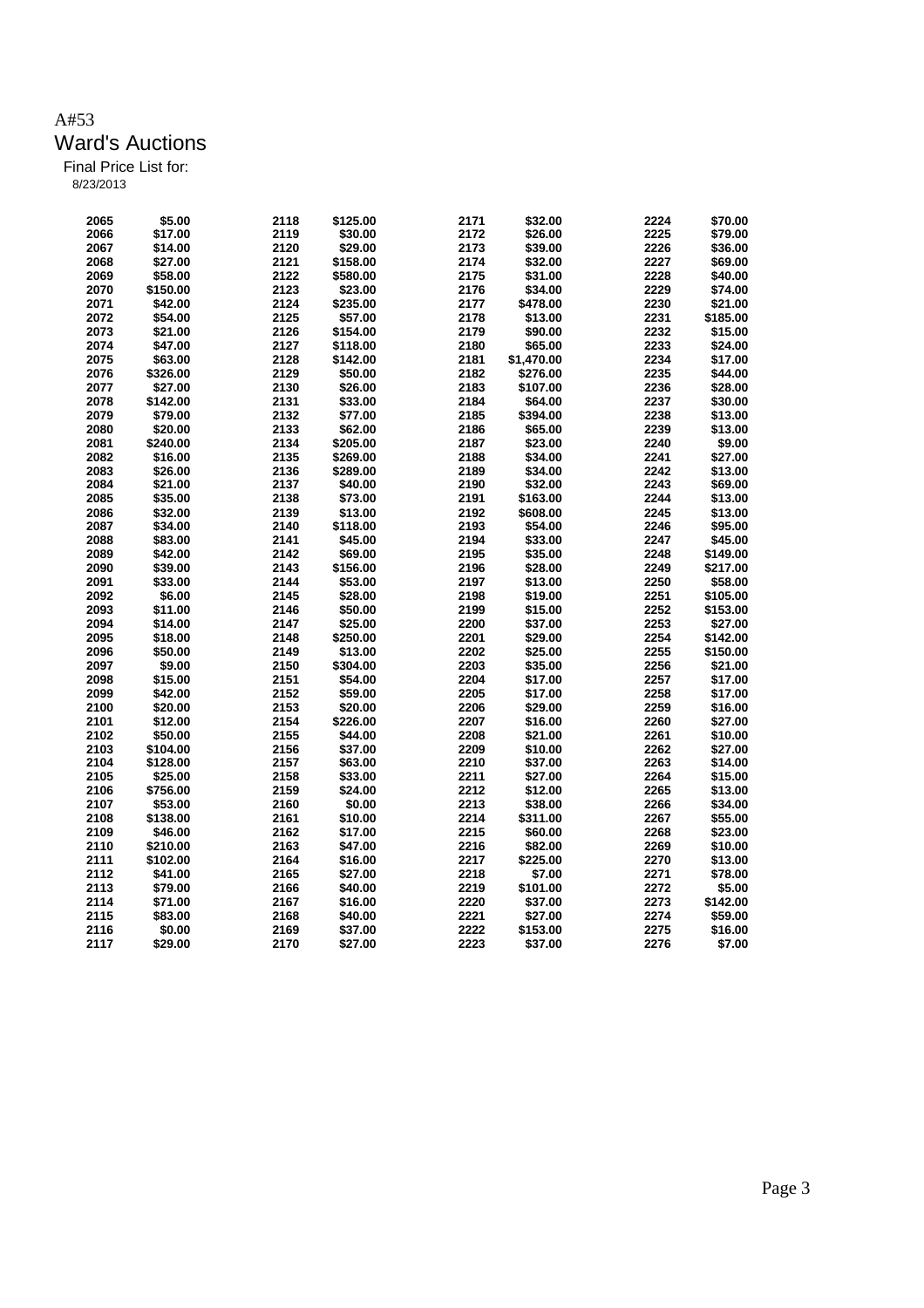A#53

# Ward's Auctions

Final Price List for:

8/23/2013

| | | | | | | | |
|---|---|---|---|---|---|---|---|
| 2065 | $5.00 | 2118 | $125.00 | 2171 | $32.00 | 2224 | $70.00 |
| 2066 | $17.00 | 2119 | $30.00 | 2172 | $26.00 | 2225 | $79.00 |
| 2067 | $14.00 | 2120 | $29.00 | 2173 | $39.00 | 2226 | $36.00 |
| 2068 | $27.00 | 2121 | $158.00 | 2174 | $32.00 | 2227 | $69.00 |
| 2069 | $58.00 | 2122 | $580.00 | 2175 | $31.00 | 2228 | $40.00 |
| 2070 | $150.00 | 2123 | $23.00 | 2176 | $34.00 | 2229 | $74.00 |
| 2071 | $42.00 | 2124 | $235.00 | 2177 | $478.00 | 2230 | $21.00 |
| 2072 | $54.00 | 2125 | $57.00 | 2178 | $13.00 | 2231 | $185.00 |
| 2073 | $21.00 | 2126 | $154.00 | 2179 | $90.00 | 2232 | $15.00 |
| 2074 | $47.00 | 2127 | $118.00 | 2180 | $65.00 | 2233 | $24.00 |
| 2075 | $63.00 | 2128 | $142.00 | 2181 | $1,470.00 | 2234 | $17.00 |
| 2076 | $326.00 | 2129 | $50.00 | 2182 | $276.00 | 2235 | $44.00 |
| 2077 | $27.00 | 2130 | $26.00 | 2183 | $107.00 | 2236 | $28.00 |
| 2078 | $142.00 | 2131 | $33.00 | 2184 | $64.00 | 2237 | $30.00 |
| 2079 | $79.00 | 2132 | $77.00 | 2185 | $394.00 | 2238 | $13.00 |
| 2080 | $20.00 | 2133 | $62.00 | 2186 | $65.00 | 2239 | $13.00 |
| 2081 | $240.00 | 2134 | $205.00 | 2187 | $23.00 | 2240 | $9.00 |
| 2082 | $16.00 | 2135 | $269.00 | 2188 | $34.00 | 2241 | $27.00 |
| 2083 | $26.00 | 2136 | $289.00 | 2189 | $34.00 | 2242 | $13.00 |
| 2084 | $21.00 | 2137 | $40.00 | 2190 | $32.00 | 2243 | $69.00 |
| 2085 | $35.00 | 2138 | $73.00 | 2191 | $163.00 | 2244 | $13.00 |
| 2086 | $32.00 | 2139 | $13.00 | 2192 | $608.00 | 2245 | $13.00 |
| 2087 | $34.00 | 2140 | $118.00 | 2193 | $54.00 | 2246 | $95.00 |
| 2088 | $83.00 | 2141 | $45.00 | 2194 | $33.00 | 2247 | $45.00 |
| 2089 | $42.00 | 2142 | $69.00 | 2195 | $35.00 | 2248 | $149.00 |
| 2090 | $39.00 | 2143 | $156.00 | 2196 | $28.00 | 2249 | $217.00 |
| 2091 | $33.00 | 2144 | $53.00 | 2197 | $13.00 | 2250 | $58.00 |
| 2092 | $6.00 | 2145 | $28.00 | 2198 | $19.00 | 2251 | $105.00 |
| 2093 | $11.00 | 2146 | $50.00 | 2199 | $15.00 | 2252 | $153.00 |
| 2094 | $14.00 | 2147 | $25.00 | 2200 | $37.00 | 2253 | $27.00 |
| 2095 | $18.00 | 2148 | $250.00 | 2201 | $29.00 | 2254 | $142.00 |
| 2096 | $50.00 | 2149 | $13.00 | 2202 | $25.00 | 2255 | $150.00 |
| 2097 | $9.00 | 2150 | $304.00 | 2203 | $35.00 | 2256 | $21.00 |
| 2098 | $15.00 | 2151 | $54.00 | 2204 | $17.00 | 2257 | $17.00 |
| 2099 | $42.00 | 2152 | $59.00 | 2205 | $17.00 | 2258 | $17.00 |
| 2100 | $20.00 | 2153 | $20.00 | 2206 | $29.00 | 2259 | $16.00 |
| 2101 | $12.00 | 2154 | $226.00 | 2207 | $16.00 | 2260 | $27.00 |
| 2102 | $50.00 | 2155 | $44.00 | 2208 | $21.00 | 2261 | $10.00 |
| 2103 | $104.00 | 2156 | $37.00 | 2209 | $10.00 | 2262 | $27.00 |
| 2104 | $128.00 | 2157 | $63.00 | 2210 | $37.00 | 2263 | $14.00 |
| 2105 | $25.00 | 2158 | $33.00 | 2211 | $27.00 | 2264 | $15.00 |
| 2106 | $756.00 | 2159 | $24.00 | 2212 | $12.00 | 2265 | $13.00 |
| 2107 | $53.00 | 2160 | $0.00 | 2213 | $38.00 | 2266 | $34.00 |
| 2108 | $138.00 | 2161 | $10.00 | 2214 | $311.00 | 2267 | $55.00 |
| 2109 | $46.00 | 2162 | $17.00 | 2215 | $60.00 | 2268 | $23.00 |
| 2110 | $210.00 | 2163 | $47.00 | 2216 | $82.00 | 2269 | $10.00 |
| 2111 | $102.00 | 2164 | $16.00 | 2217 | $225.00 | 2270 | $13.00 |
| 2112 | $41.00 | 2165 | $27.00 | 2218 | $7.00 | 2271 | $78.00 |
| 2113 | $79.00 | 2166 | $40.00 | 2219 | $101.00 | 2272 | $5.00 |
| 2114 | $71.00 | 2167 | $16.00 | 2220 | $37.00 | 2273 | $142.00 |
| 2115 | $83.00 | 2168 | $40.00 | 2221 | $27.00 | 2274 | $59.00 |
| 2116 | $0.00 | 2169 | $37.00 | 2222 | $153.00 | 2275 | $16.00 |
| 2117 | $29.00 | 2170 | $27.00 | 2223 | $37.00 | 2276 | $7.00 |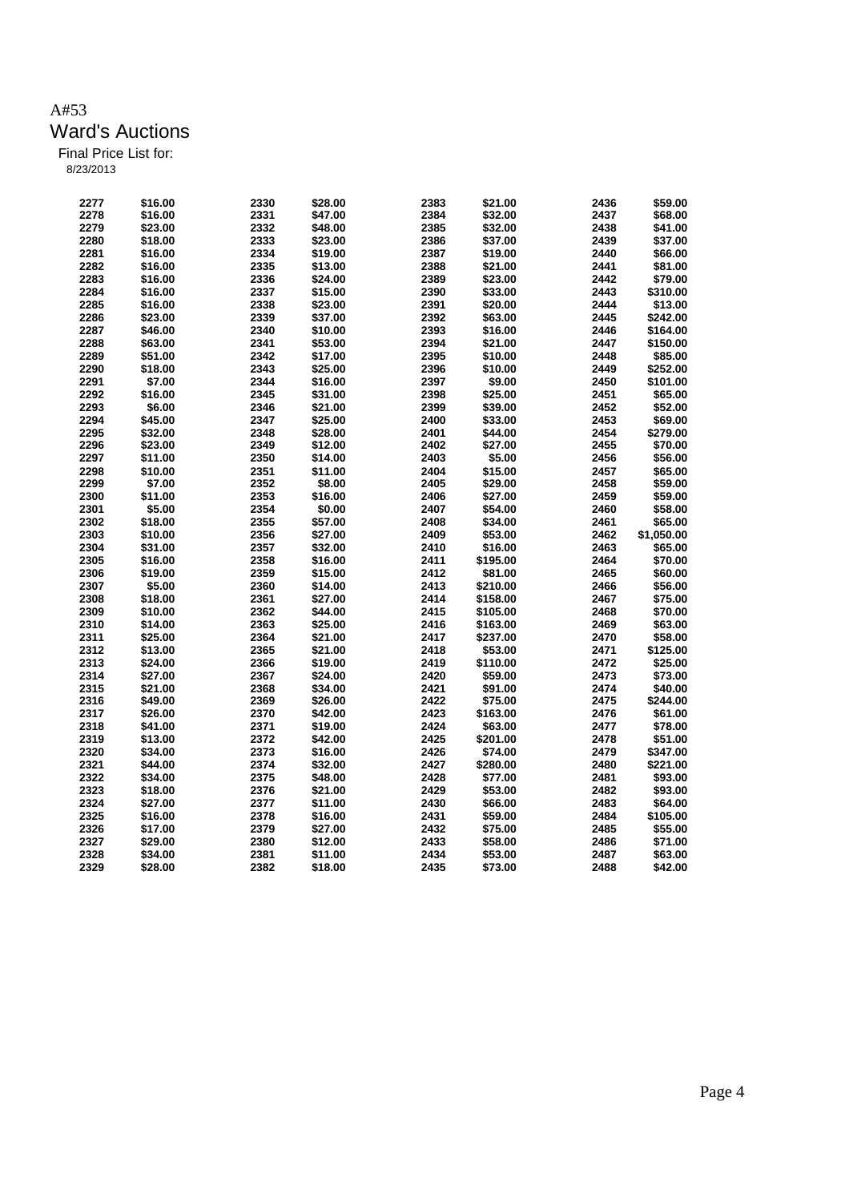A#53

# Ward's Auctions

Final Price List for:

8/23/2013

| Lot | Price | Lot | Price | Lot | Price | Lot | Price |
|---|---|---|---|---|---|---|---|
| 2277 | $16.00 | 2330 | $28.00 | 2383 | $21.00 | 2436 | $59.00 |
| 2278 | $16.00 | 2331 | $47.00 | 2384 | $32.00 | 2437 | $68.00 |
| 2279 | $23.00 | 2332 | $48.00 | 2385 | $32.00 | 2438 | $41.00 |
| 2280 | $18.00 | 2333 | $23.00 | 2386 | $37.00 | 2439 | $37.00 |
| 2281 | $16.00 | 2334 | $19.00 | 2387 | $19.00 | 2440 | $66.00 |
| 2282 | $16.00 | 2335 | $13.00 | 2388 | $21.00 | 2441 | $81.00 |
| 2283 | $16.00 | 2336 | $24.00 | 2389 | $23.00 | 2442 | $79.00 |
| 2284 | $16.00 | 2337 | $15.00 | 2390 | $33.00 | 2443 | $310.00 |
| 2285 | $16.00 | 2338 | $23.00 | 2391 | $20.00 | 2444 | $13.00 |
| 2286 | $23.00 | 2339 | $37.00 | 2392 | $63.00 | 2445 | $242.00 |
| 2287 | $46.00 | 2340 | $10.00 | 2393 | $16.00 | 2446 | $164.00 |
| 2288 | $63.00 | 2341 | $53.00 | 2394 | $21.00 | 2447 | $150.00 |
| 2289 | $51.00 | 2342 | $17.00 | 2395 | $10.00 | 2448 | $85.00 |
| 2290 | $18.00 | 2343 | $25.00 | 2396 | $10.00 | 2449 | $252.00 |
| 2291 | $7.00 | 2344 | $16.00 | 2397 | $9.00 | 2450 | $101.00 |
| 2292 | $16.00 | 2345 | $31.00 | 2398 | $25.00 | 2451 | $65.00 |
| 2293 | $6.00 | 2346 | $21.00 | 2399 | $39.00 | 2452 | $52.00 |
| 2294 | $45.00 | 2347 | $25.00 | 2400 | $33.00 | 2453 | $69.00 |
| 2295 | $32.00 | 2348 | $28.00 | 2401 | $44.00 | 2454 | $279.00 |
| 2296 | $23.00 | 2349 | $12.00 | 2402 | $27.00 | 2455 | $70.00 |
| 2297 | $11.00 | 2350 | $14.00 | 2403 | $5.00 | 2456 | $56.00 |
| 2298 | $10.00 | 2351 | $11.00 | 2404 | $15.00 | 2457 | $65.00 |
| 2299 | $7.00 | 2352 | $8.00 | 2405 | $29.00 | 2458 | $59.00 |
| 2300 | $11.00 | 2353 | $16.00 | 2406 | $27.00 | 2459 | $59.00 |
| 2301 | $5.00 | 2354 | $0.00 | 2407 | $54.00 | 2460 | $58.00 |
| 2302 | $18.00 | 2355 | $57.00 | 2408 | $34.00 | 2461 | $65.00 |
| 2303 | $10.00 | 2356 | $27.00 | 2409 | $53.00 | 2462 | $1,050.00 |
| 2304 | $31.00 | 2357 | $32.00 | 2410 | $16.00 | 2463 | $65.00 |
| 2305 | $16.00 | 2358 | $16.00 | 2411 | $195.00 | 2464 | $70.00 |
| 2306 | $19.00 | 2359 | $15.00 | 2412 | $81.00 | 2465 | $60.00 |
| 2307 | $5.00 | 2360 | $14.00 | 2413 | $210.00 | 2466 | $56.00 |
| 2308 | $18.00 | 2361 | $27.00 | 2414 | $158.00 | 2467 | $75.00 |
| 2309 | $10.00 | 2362 | $44.00 | 2415 | $105.00 | 2468 | $70.00 |
| 2310 | $14.00 | 2363 | $25.00 | 2416 | $163.00 | 2469 | $63.00 |
| 2311 | $25.00 | 2364 | $21.00 | 2417 | $237.00 | 2470 | $58.00 |
| 2312 | $13.00 | 2365 | $21.00 | 2418 | $53.00 | 2471 | $125.00 |
| 2313 | $24.00 | 2366 | $19.00 | 2419 | $110.00 | 2472 | $25.00 |
| 2314 | $27.00 | 2367 | $24.00 | 2420 | $59.00 | 2473 | $73.00 |
| 2315 | $21.00 | 2368 | $34.00 | 2421 | $91.00 | 2474 | $40.00 |
| 2316 | $49.00 | 2369 | $26.00 | 2422 | $75.00 | 2475 | $244.00 |
| 2317 | $26.00 | 2370 | $42.00 | 2423 | $163.00 | 2476 | $61.00 |
| 2318 | $41.00 | 2371 | $19.00 | 2424 | $63.00 | 2477 | $78.00 |
| 2319 | $13.00 | 2372 | $42.00 | 2425 | $201.00 | 2478 | $51.00 |
| 2320 | $34.00 | 2373 | $16.00 | 2426 | $74.00 | 2479 | $347.00 |
| 2321 | $44.00 | 2374 | $32.00 | 2427 | $280.00 | 2480 | $221.00 |
| 2322 | $34.00 | 2375 | $48.00 | 2428 | $77.00 | 2481 | $93.00 |
| 2323 | $18.00 | 2376 | $21.00 | 2429 | $53.00 | 2482 | $93.00 |
| 2324 | $27.00 | 2377 | $11.00 | 2430 | $66.00 | 2483 | $64.00 |
| 2325 | $16.00 | 2378 | $16.00 | 2431 | $59.00 | 2484 | $105.00 |
| 2326 | $17.00 | 2379 | $27.00 | 2432 | $75.00 | 2485 | $55.00 |
| 2327 | $29.00 | 2380 | $12.00 | 2433 | $58.00 | 2486 | $71.00 |
| 2328 | $34.00 | 2381 | $11.00 | 2434 | $53.00 | 2487 | $63.00 |
| 2329 | $28.00 | 2382 | $18.00 | 2435 | $73.00 | 2488 | $42.00 |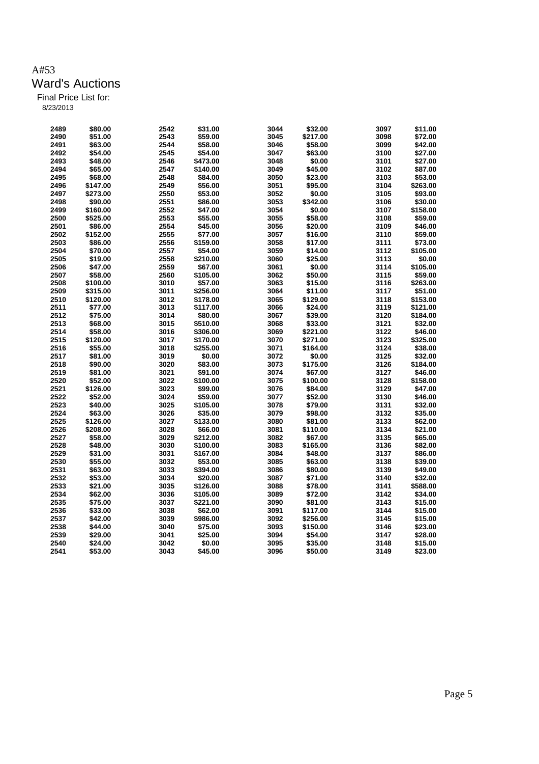A#53

# Ward's Auctions

Final Price List for:

8/23/2013

| Lot | Price | Lot | Price | Lot | Price | Lot | Price |
|---|---|---|---|---|---|---|---|
| 2489 | $80.00 | 2542 | $31.00 | 3044 | $32.00 | 3097 | $11.00 |
| 2490 | $51.00 | 2543 | $59.00 | 3045 | $217.00 | 3098 | $72.00 |
| 2491 | $63.00 | 2544 | $58.00 | 3046 | $58.00 | 3099 | $42.00 |
| 2492 | $54.00 | 2545 | $54.00 | 3047 | $63.00 | 3100 | $27.00 |
| 2493 | $48.00 | 2546 | $473.00 | 3048 | $0.00 | 3101 | $27.00 |
| 2494 | $65.00 | 2547 | $140.00 | 3049 | $45.00 | 3102 | $87.00 |
| 2495 | $68.00 | 2548 | $84.00 | 3050 | $23.00 | 3103 | $53.00 |
| 2496 | $147.00 | 2549 | $56.00 | 3051 | $95.00 | 3104 | $263.00 |
| 2497 | $273.00 | 2550 | $53.00 | 3052 | $0.00 | 3105 | $93.00 |
| 2498 | $90.00 | 2551 | $86.00 | 3053 | $342.00 | 3106 | $30.00 |
| 2499 | $160.00 | 2552 | $47.00 | 3054 | $0.00 | 3107 | $158.00 |
| 2500 | $525.00 | 2553 | $55.00 | 3055 | $58.00 | 3108 | $59.00 |
| 2501 | $86.00 | 2554 | $45.00 | 3056 | $20.00 | 3109 | $46.00 |
| 2502 | $152.00 | 2555 | $77.00 | 3057 | $16.00 | 3110 | $59.00 |
| 2503 | $86.00 | 2556 | $159.00 | 3058 | $17.00 | 3111 | $73.00 |
| 2504 | $70.00 | 2557 | $54.00 | 3059 | $14.00 | 3112 | $105.00 |
| 2505 | $19.00 | 2558 | $210.00 | 3060 | $25.00 | 3113 | $0.00 |
| 2506 | $47.00 | 2559 | $67.00 | 3061 | $0.00 | 3114 | $105.00 |
| 2507 | $58.00 | 2560 | $105.00 | 3062 | $50.00 | 3115 | $59.00 |
| 2508 | $100.00 | 3010 | $57.00 | 3063 | $15.00 | 3116 | $263.00 |
| 2509 | $315.00 | 3011 | $256.00 | 3064 | $11.00 | 3117 | $51.00 |
| 2510 | $120.00 | 3012 | $178.00 | 3065 | $129.00 | 3118 | $153.00 |
| 2511 | $77.00 | 3013 | $117.00 | 3066 | $24.00 | 3119 | $121.00 |
| 2512 | $75.00 | 3014 | $80.00 | 3067 | $39.00 | 3120 | $184.00 |
| 2513 | $68.00 | 3015 | $510.00 | 3068 | $33.00 | 3121 | $32.00 |
| 2514 | $58.00 | 3016 | $306.00 | 3069 | $221.00 | 3122 | $46.00 |
| 2515 | $120.00 | 3017 | $170.00 | 3070 | $271.00 | 3123 | $325.00 |
| 2516 | $55.00 | 3018 | $255.00 | 3071 | $164.00 | 3124 | $38.00 |
| 2517 | $81.00 | 3019 | $0.00 | 3072 | $0.00 | 3125 | $32.00 |
| 2518 | $90.00 | 3020 | $83.00 | 3073 | $175.00 | 3126 | $184.00 |
| 2519 | $81.00 | 3021 | $91.00 | 3074 | $67.00 | 3127 | $46.00 |
| 2520 | $52.00 | 3022 | $100.00 | 3075 | $100.00 | 3128 | $158.00 |
| 2521 | $126.00 | 3023 | $99.00 | 3076 | $84.00 | 3129 | $47.00 |
| 2522 | $52.00 | 3024 | $59.00 | 3077 | $52.00 | 3130 | $46.00 |
| 2523 | $40.00 | 3025 | $105.00 | 3078 | $79.00 | 3131 | $32.00 |
| 2524 | $63.00 | 3026 | $35.00 | 3079 | $98.00 | 3132 | $35.00 |
| 2525 | $126.00 | 3027 | $133.00 | 3080 | $81.00 | 3133 | $62.00 |
| 2526 | $208.00 | 3028 | $66.00 | 3081 | $110.00 | 3134 | $21.00 |
| 2527 | $58.00 | 3029 | $212.00 | 3082 | $67.00 | 3135 | $65.00 |
| 2528 | $48.00 | 3030 | $100.00 | 3083 | $165.00 | 3136 | $82.00 |
| 2529 | $31.00 | 3031 | $167.00 | 3084 | $48.00 | 3137 | $86.00 |
| 2530 | $55.00 | 3032 | $53.00 | 3085 | $63.00 | 3138 | $39.00 |
| 2531 | $63.00 | 3033 | $394.00 | 3086 | $80.00 | 3139 | $49.00 |
| 2532 | $53.00 | 3034 | $20.00 | 3087 | $71.00 | 3140 | $32.00 |
| 2533 | $21.00 | 3035 | $126.00 | 3088 | $78.00 | 3141 | $588.00 |
| 2534 | $62.00 | 3036 | $105.00 | 3089 | $72.00 | 3142 | $34.00 |
| 2535 | $75.00 | 3037 | $221.00 | 3090 | $81.00 | 3143 | $15.00 |
| 2536 | $33.00 | 3038 | $62.00 | 3091 | $117.00 | 3144 | $15.00 |
| 2537 | $42.00 | 3039 | $986.00 | 3092 | $256.00 | 3145 | $15.00 |
| 2538 | $44.00 | 3040 | $75.00 | 3093 | $150.00 | 3146 | $23.00 |
| 2539 | $29.00 | 3041 | $25.00 | 3094 | $54.00 | 3147 | $28.00 |
| 2540 | $24.00 | 3042 | $0.00 | 3095 | $35.00 | 3148 | $15.00 |
| 2541 | $53.00 | 3043 | $45.00 | 3096 | $50.00 | 3149 | $23.00 |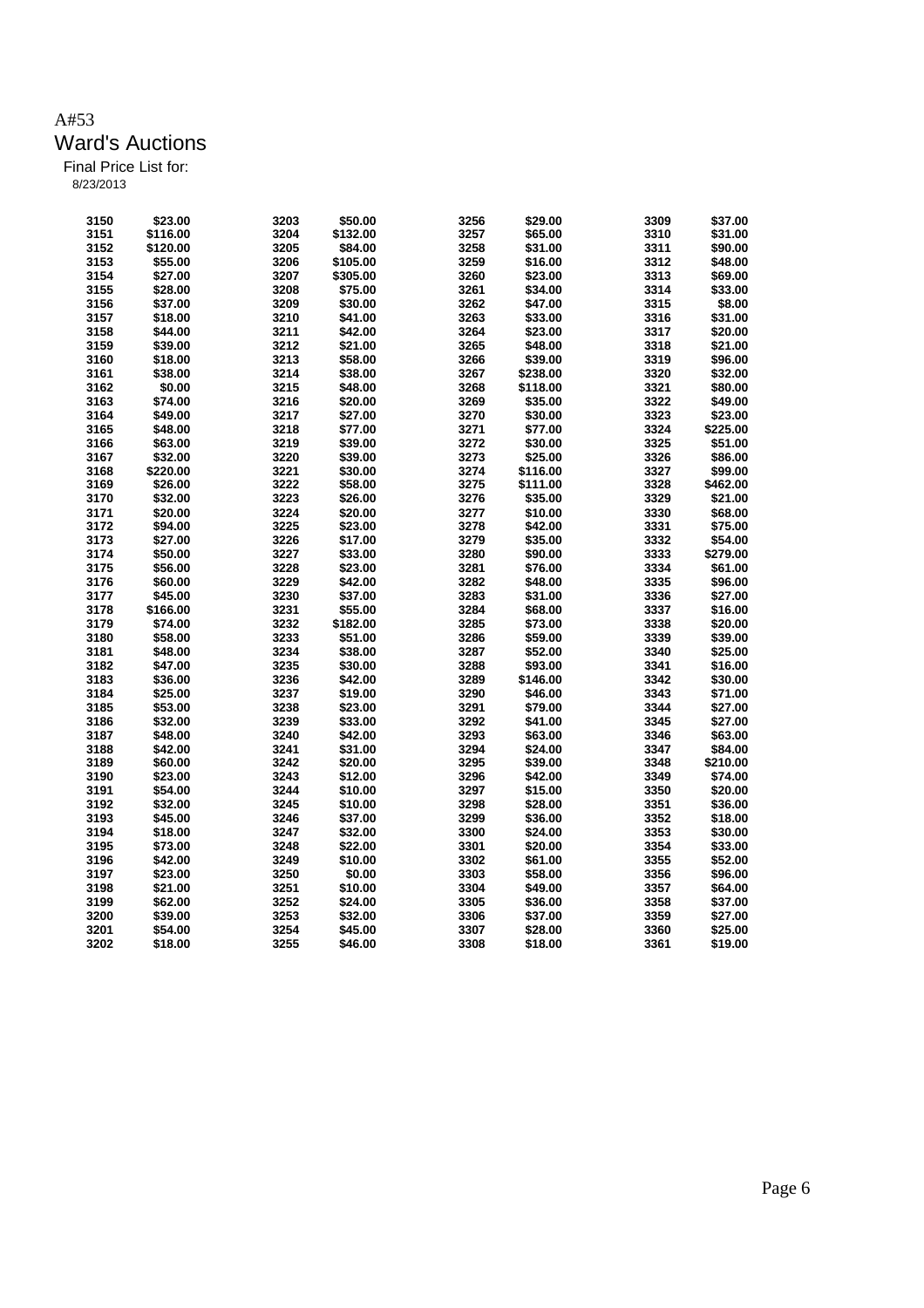A#53

# Ward's Auctions

Final Price List for:

8/23/2013

| Lot | Price | Lot | Price | Lot | Price | Lot | Price |
|---|---|---|---|---|---|---|---|
| 3150 | $23.00 | 3203 | $50.00 | 3256 | $29.00 | 3309 | $37.00 |
| 3151 | $116.00 | 3204 | $132.00 | 3257 | $65.00 | 3310 | $31.00 |
| 3152 | $120.00 | 3205 | $84.00 | 3258 | $31.00 | 3311 | $90.00 |
| 3153 | $55.00 | 3206 | $105.00 | 3259 | $16.00 | 3312 | $48.00 |
| 3154 | $27.00 | 3207 | $305.00 | 3260 | $23.00 | 3313 | $69.00 |
| 3155 | $28.00 | 3208 | $75.00 | 3261 | $34.00 | 3314 | $33.00 |
| 3156 | $37.00 | 3209 | $30.00 | 3262 | $47.00 | 3315 | $8.00 |
| 3157 | $18.00 | 3210 | $41.00 | 3263 | $33.00 | 3316 | $31.00 |
| 3158 | $44.00 | 3211 | $42.00 | 3264 | $23.00 | 3317 | $20.00 |
| 3159 | $39.00 | 3212 | $21.00 | 3265 | $48.00 | 3318 | $21.00 |
| 3160 | $18.00 | 3213 | $58.00 | 3266 | $39.00 | 3319 | $96.00 |
| 3161 | $38.00 | 3214 | $38.00 | 3267 | $238.00 | 3320 | $32.00 |
| 3162 | $0.00 | 3215 | $48.00 | 3268 | $118.00 | 3321 | $80.00 |
| 3163 | $74.00 | 3216 | $20.00 | 3269 | $35.00 | 3322 | $49.00 |
| 3164 | $49.00 | 3217 | $27.00 | 3270 | $30.00 | 3323 | $23.00 |
| 3165 | $48.00 | 3218 | $77.00 | 3271 | $77.00 | 3324 | $225.00 |
| 3166 | $63.00 | 3219 | $39.00 | 3272 | $30.00 | 3325 | $51.00 |
| 3167 | $32.00 | 3220 | $39.00 | 3273 | $25.00 | 3326 | $86.00 |
| 3168 | $220.00 | 3221 | $30.00 | 3274 | $116.00 | 3327 | $99.00 |
| 3169 | $26.00 | 3222 | $58.00 | 3275 | $111.00 | 3328 | $462.00 |
| 3170 | $32.00 | 3223 | $26.00 | 3276 | $35.00 | 3329 | $21.00 |
| 3171 | $20.00 | 3224 | $20.00 | 3277 | $10.00 | 3330 | $68.00 |
| 3172 | $94.00 | 3225 | $23.00 | 3278 | $42.00 | 3331 | $75.00 |
| 3173 | $27.00 | 3226 | $17.00 | 3279 | $35.00 | 3332 | $54.00 |
| 3174 | $50.00 | 3227 | $33.00 | 3280 | $90.00 | 3333 | $279.00 |
| 3175 | $56.00 | 3228 | $23.00 | 3281 | $76.00 | 3334 | $61.00 |
| 3176 | $60.00 | 3229 | $42.00 | 3282 | $48.00 | 3335 | $96.00 |
| 3177 | $45.00 | 3230 | $37.00 | 3283 | $31.00 | 3336 | $27.00 |
| 3178 | $166.00 | 3231 | $55.00 | 3284 | $68.00 | 3337 | $16.00 |
| 3179 | $74.00 | 3232 | $182.00 | 3285 | $73.00 | 3338 | $20.00 |
| 3180 | $58.00 | 3233 | $51.00 | 3286 | $59.00 | 3339 | $39.00 |
| 3181 | $48.00 | 3234 | $38.00 | 3287 | $52.00 | 3340 | $25.00 |
| 3182 | $47.00 | 3235 | $30.00 | 3288 | $93.00 | 3341 | $16.00 |
| 3183 | $36.00 | 3236 | $42.00 | 3289 | $146.00 | 3342 | $30.00 |
| 3184 | $25.00 | 3237 | $19.00 | 3290 | $46.00 | 3343 | $71.00 |
| 3185 | $53.00 | 3238 | $23.00 | 3291 | $79.00 | 3344 | $27.00 |
| 3186 | $32.00 | 3239 | $33.00 | 3292 | $41.00 | 3345 | $27.00 |
| 3187 | $48.00 | 3240 | $42.00 | 3293 | $63.00 | 3346 | $63.00 |
| 3188 | $42.00 | 3241 | $31.00 | 3294 | $24.00 | 3347 | $84.00 |
| 3189 | $60.00 | 3242 | $20.00 | 3295 | $39.00 | 3348 | $210.00 |
| 3190 | $23.00 | 3243 | $12.00 | 3296 | $42.00 | 3349 | $74.00 |
| 3191 | $54.00 | 3244 | $10.00 | 3297 | $15.00 | 3350 | $20.00 |
| 3192 | $32.00 | 3245 | $10.00 | 3298 | $28.00 | 3351 | $36.00 |
| 3193 | $45.00 | 3246 | $37.00 | 3299 | $36.00 | 3352 | $18.00 |
| 3194 | $18.00 | 3247 | $32.00 | 3300 | $24.00 | 3353 | $30.00 |
| 3195 | $73.00 | 3248 | $22.00 | 3301 | $20.00 | 3354 | $33.00 |
| 3196 | $42.00 | 3249 | $10.00 | 3302 | $61.00 | 3355 | $52.00 |
| 3197 | $23.00 | 3250 | $0.00 | 3303 | $58.00 | 3356 | $96.00 |
| 3198 | $21.00 | 3251 | $10.00 | 3304 | $49.00 | 3357 | $64.00 |
| 3199 | $62.00 | 3252 | $24.00 | 3305 | $36.00 | 3358 | $37.00 |
| 3200 | $39.00 | 3253 | $32.00 | 3306 | $37.00 | 3359 | $27.00 |
| 3201 | $54.00 | 3254 | $45.00 | 3307 | $28.00 | 3360 | $25.00 |
| 3202 | $18.00 | 3255 | $46.00 | 3308 | $18.00 | 3361 | $19.00 |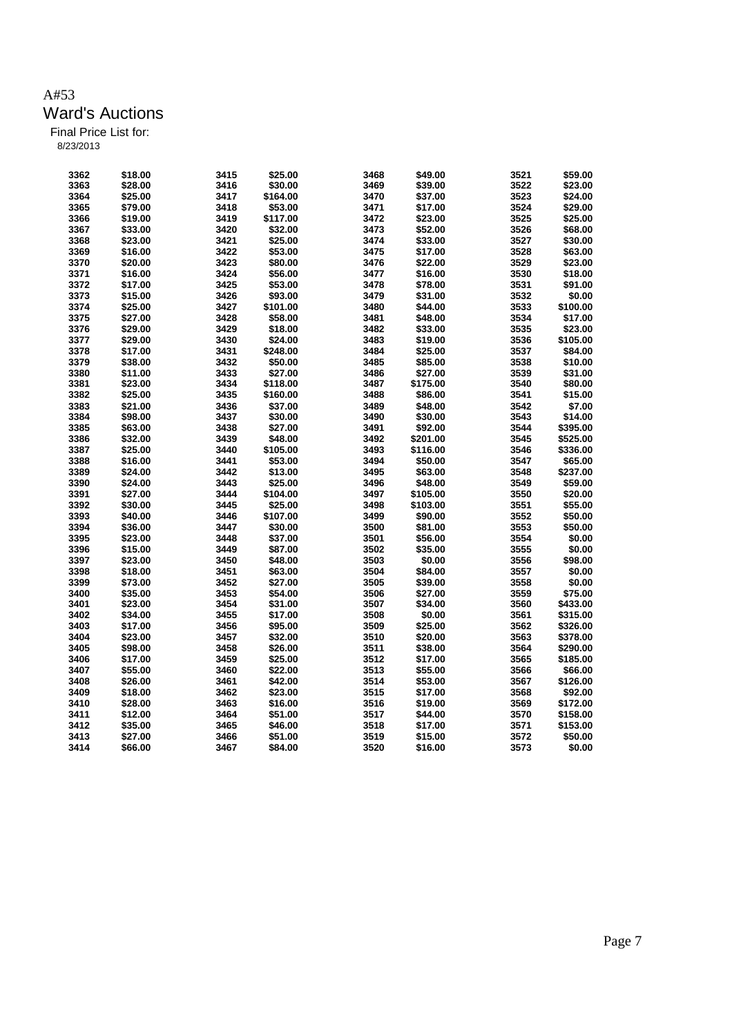A#53

# Ward's Auctions

Final Price List for:

8/23/2013

| | | | | | | | |
|---|---|---|---|---|---|---|---|
| 3362 | $18.00 | 3415 | $25.00 | 3468 | $49.00 | 3521 | $59.00 |
| 3363 | $28.00 | 3416 | $30.00 | 3469 | $39.00 | 3522 | $23.00 |
| 3364 | $25.00 | 3417 | $164.00 | 3470 | $37.00 | 3523 | $24.00 |
| 3365 | $79.00 | 3418 | $53.00 | 3471 | $17.00 | 3524 | $29.00 |
| 3366 | $19.00 | 3419 | $117.00 | 3472 | $23.00 | 3525 | $25.00 |
| 3367 | $33.00 | 3420 | $32.00 | 3473 | $52.00 | 3526 | $68.00 |
| 3368 | $23.00 | 3421 | $25.00 | 3474 | $33.00 | 3527 | $30.00 |
| 3369 | $16.00 | 3422 | $53.00 | 3475 | $17.00 | 3528 | $63.00 |
| 3370 | $20.00 | 3423 | $80.00 | 3476 | $22.00 | 3529 | $23.00 |
| 3371 | $16.00 | 3424 | $56.00 | 3477 | $16.00 | 3530 | $18.00 |
| 3372 | $17.00 | 3425 | $53.00 | 3478 | $78.00 | 3531 | $91.00 |
| 3373 | $15.00 | 3426 | $93.00 | 3479 | $31.00 | 3532 | $0.00 |
| 3374 | $25.00 | 3427 | $101.00 | 3480 | $44.00 | 3533 | $100.00 |
| 3375 | $27.00 | 3428 | $58.00 | 3481 | $48.00 | 3534 | $17.00 |
| 3376 | $29.00 | 3429 | $18.00 | 3482 | $33.00 | 3535 | $23.00 |
| 3377 | $29.00 | 3430 | $24.00 | 3483 | $19.00 | 3536 | $105.00 |
| 3378 | $17.00 | 3431 | $248.00 | 3484 | $25.00 | 3537 | $84.00 |
| 3379 | $38.00 | 3432 | $50.00 | 3485 | $85.00 | 3538 | $10.00 |
| 3380 | $11.00 | 3433 | $27.00 | 3486 | $27.00 | 3539 | $31.00 |
| 3381 | $23.00 | 3434 | $118.00 | 3487 | $175.00 | 3540 | $80.00 |
| 3382 | $25.00 | 3435 | $160.00 | 3488 | $86.00 | 3541 | $15.00 |
| 3383 | $21.00 | 3436 | $37.00 | 3489 | $48.00 | 3542 | $7.00 |
| 3384 | $98.00 | 3437 | $30.00 | 3490 | $30.00 | 3543 | $14.00 |
| 3385 | $63.00 | 3438 | $27.00 | 3491 | $92.00 | 3544 | $395.00 |
| 3386 | $32.00 | 3439 | $48.00 | 3492 | $201.00 | 3545 | $525.00 |
| 3387 | $25.00 | 3440 | $105.00 | 3493 | $116.00 | 3546 | $336.00 |
| 3388 | $16.00 | 3441 | $53.00 | 3494 | $50.00 | 3547 | $65.00 |
| 3389 | $24.00 | 3442 | $13.00 | 3495 | $63.00 | 3548 | $237.00 |
| 3390 | $24.00 | 3443 | $25.00 | 3496 | $48.00 | 3549 | $59.00 |
| 3391 | $27.00 | 3444 | $104.00 | 3497 | $105.00 | 3550 | $20.00 |
| 3392 | $30.00 | 3445 | $25.00 | 3498 | $103.00 | 3551 | $55.00 |
| 3393 | $40.00 | 3446 | $107.00 | 3499 | $90.00 | 3552 | $50.00 |
| 3394 | $36.00 | 3447 | $30.00 | 3500 | $81.00 | 3553 | $50.00 |
| 3395 | $23.00 | 3448 | $37.00 | 3501 | $56.00 | 3554 | $0.00 |
| 3396 | $15.00 | 3449 | $87.00 | 3502 | $35.00 | 3555 | $0.00 |
| 3397 | $23.00 | 3450 | $48.00 | 3503 | $0.00 | 3556 | $98.00 |
| 3398 | $18.00 | 3451 | $63.00 | 3504 | $84.00 | 3557 | $0.00 |
| 3399 | $73.00 | 3452 | $27.00 | 3505 | $39.00 | 3558 | $0.00 |
| 3400 | $35.00 | 3453 | $54.00 | 3506 | $27.00 | 3559 | $75.00 |
| 3401 | $23.00 | 3454 | $31.00 | 3507 | $34.00 | 3560 | $433.00 |
| 3402 | $34.00 | 3455 | $17.00 | 3508 | $0.00 | 3561 | $315.00 |
| 3403 | $17.00 | 3456 | $95.00 | 3509 | $25.00 | 3562 | $326.00 |
| 3404 | $23.00 | 3457 | $32.00 | 3510 | $20.00 | 3563 | $378.00 |
| 3405 | $98.00 | 3458 | $26.00 | 3511 | $38.00 | 3564 | $290.00 |
| 3406 | $17.00 | 3459 | $25.00 | 3512 | $17.00 | 3565 | $185.00 |
| 3407 | $55.00 | 3460 | $22.00 | 3513 | $55.00 | 3566 | $66.00 |
| 3408 | $26.00 | 3461 | $42.00 | 3514 | $53.00 | 3567 | $126.00 |
| 3409 | $18.00 | 3462 | $23.00 | 3515 | $17.00 | 3568 | $92.00 |
| 3410 | $28.00 | 3463 | $16.00 | 3516 | $19.00 | 3569 | $172.00 |
| 3411 | $12.00 | 3464 | $51.00 | 3517 | $44.00 | 3570 | $158.00 |
| 3412 | $35.00 | 3465 | $46.00 | 3518 | $17.00 | 3571 | $153.00 |
| 3413 | $27.00 | 3466 | $51.00 | 3519 | $15.00 | 3572 | $50.00 |
| 3414 | $66.00 | 3467 | $84.00 | 3520 | $16.00 | 3573 | $0.00 |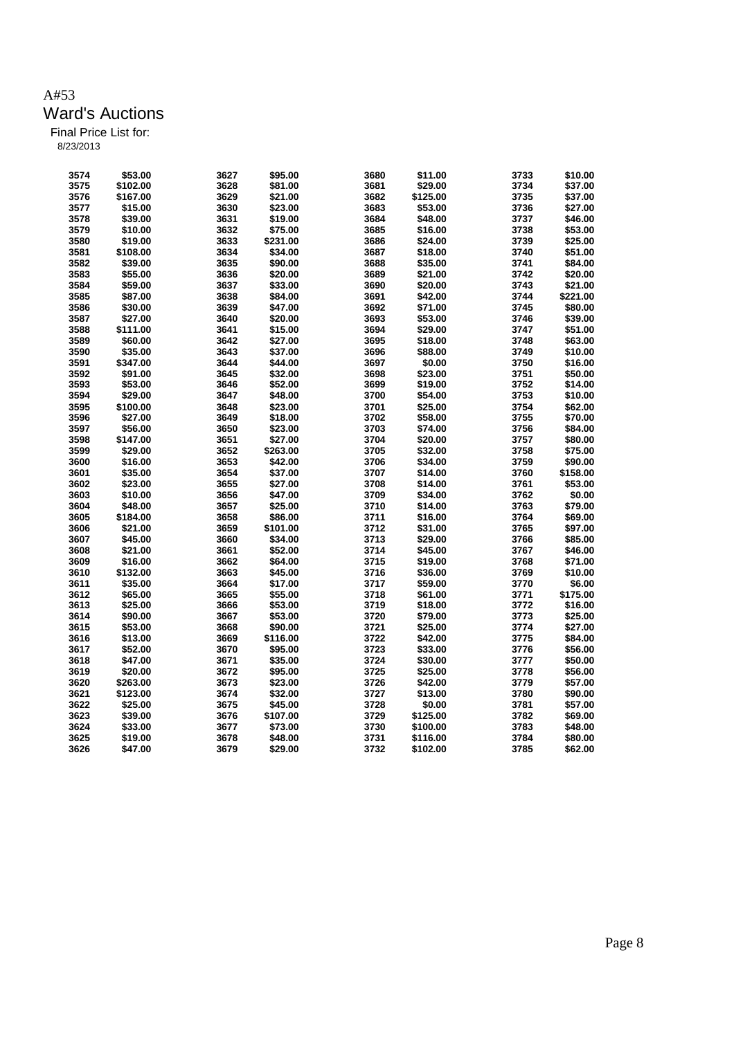A#53

# Ward's Auctions

Final Price List for:

8/23/2013

| Lot | Price | Lot | Price | Lot | Price | Lot | Price |
|---|---|---|---|---|---|---|---|
| 3574 | $53.00 | 3627 | $95.00 | 3680 | $11.00 | 3733 | $10.00 |
| 3575 | $102.00 | 3628 | $81.00 | 3681 | $29.00 | 3734 | $37.00 |
| 3576 | $167.00 | 3629 | $21.00 | 3682 | $125.00 | 3735 | $37.00 |
| 3577 | $15.00 | 3630 | $23.00 | 3683 | $53.00 | 3736 | $27.00 |
| 3578 | $39.00 | 3631 | $19.00 | 3684 | $48.00 | 3737 | $46.00 |
| 3579 | $10.00 | 3632 | $75.00 | 3685 | $16.00 | 3738 | $53.00 |
| 3580 | $19.00 | 3633 | $231.00 | 3686 | $24.00 | 3739 | $25.00 |
| 3581 | $108.00 | 3634 | $34.00 | 3687 | $18.00 | 3740 | $51.00 |
| 3582 | $39.00 | 3635 | $90.00 | 3688 | $35.00 | 3741 | $84.00 |
| 3583 | $55.00 | 3636 | $20.00 | 3689 | $21.00 | 3742 | $20.00 |
| 3584 | $59.00 | 3637 | $33.00 | 3690 | $20.00 | 3743 | $21.00 |
| 3585 | $87.00 | 3638 | $84.00 | 3691 | $42.00 | 3744 | $221.00 |
| 3586 | $30.00 | 3639 | $47.00 | 3692 | $71.00 | 3745 | $80.00 |
| 3587 | $27.00 | 3640 | $20.00 | 3693 | $53.00 | 3746 | $39.00 |
| 3588 | $111.00 | 3641 | $15.00 | 3694 | $29.00 | 3747 | $51.00 |
| 3589 | $60.00 | 3642 | $27.00 | 3695 | $18.00 | 3748 | $63.00 |
| 3590 | $35.00 | 3643 | $37.00 | 3696 | $88.00 | 3749 | $10.00 |
| 3591 | $347.00 | 3644 | $44.00 | 3697 | $0.00 | 3750 | $16.00 |
| 3592 | $91.00 | 3645 | $32.00 | 3698 | $23.00 | 3751 | $50.00 |
| 3593 | $53.00 | 3646 | $52.00 | 3699 | $19.00 | 3752 | $14.00 |
| 3594 | $29.00 | 3647 | $48.00 | 3700 | $54.00 | 3753 | $10.00 |
| 3595 | $100.00 | 3648 | $23.00 | 3701 | $25.00 | 3754 | $62.00 |
| 3596 | $27.00 | 3649 | $18.00 | 3702 | $58.00 | 3755 | $70.00 |
| 3597 | $56.00 | 3650 | $23.00 | 3703 | $74.00 | 3756 | $84.00 |
| 3598 | $147.00 | 3651 | $27.00 | 3704 | $20.00 | 3757 | $80.00 |
| 3599 | $29.00 | 3652 | $263.00 | 3705 | $32.00 | 3758 | $75.00 |
| 3600 | $16.00 | 3653 | $42.00 | 3706 | $34.00 | 3759 | $90.00 |
| 3601 | $35.00 | 3654 | $37.00 | 3707 | $14.00 | 3760 | $158.00 |
| 3602 | $23.00 | 3655 | $27.00 | 3708 | $14.00 | 3761 | $53.00 |
| 3603 | $10.00 | 3656 | $47.00 | 3709 | $34.00 | 3762 | $0.00 |
| 3604 | $48.00 | 3657 | $25.00 | 3710 | $14.00 | 3763 | $79.00 |
| 3605 | $184.00 | 3658 | $86.00 | 3711 | $16.00 | 3764 | $69.00 |
| 3606 | $21.00 | 3659 | $101.00 | 3712 | $31.00 | 3765 | $97.00 |
| 3607 | $45.00 | 3660 | $34.00 | 3713 | $29.00 | 3766 | $85.00 |
| 3608 | $21.00 | 3661 | $52.00 | 3714 | $45.00 | 3767 | $46.00 |
| 3609 | $16.00 | 3662 | $64.00 | 3715 | $19.00 | 3768 | $71.00 |
| 3610 | $132.00 | 3663 | $45.00 | 3716 | $36.00 | 3769 | $10.00 |
| 3611 | $35.00 | 3664 | $17.00 | 3717 | $59.00 | 3770 | $6.00 |
| 3612 | $65.00 | 3665 | $55.00 | 3718 | $61.00 | 3771 | $175.00 |
| 3613 | $25.00 | 3666 | $53.00 | 3719 | $18.00 | 3772 | $16.00 |
| 3614 | $90.00 | 3667 | $53.00 | 3720 | $79.00 | 3773 | $25.00 |
| 3615 | $53.00 | 3668 | $90.00 | 3721 | $25.00 | 3774 | $27.00 |
| 3616 | $13.00 | 3669 | $116.00 | 3722 | $42.00 | 3775 | $84.00 |
| 3617 | $52.00 | 3670 | $95.00 | 3723 | $33.00 | 3776 | $56.00 |
| 3618 | $47.00 | 3671 | $35.00 | 3724 | $30.00 | 3777 | $50.00 |
| 3619 | $20.00 | 3672 | $95.00 | 3725 | $25.00 | 3778 | $56.00 |
| 3620 | $263.00 | 3673 | $23.00 | 3726 | $42.00 | 3779 | $57.00 |
| 3621 | $123.00 | 3674 | $32.00 | 3727 | $13.00 | 3780 | $90.00 |
| 3622 | $25.00 | 3675 | $45.00 | 3728 | $0.00 | 3781 | $57.00 |
| 3623 | $39.00 | 3676 | $107.00 | 3729 | $125.00 | 3782 | $69.00 |
| 3624 | $33.00 | 3677 | $73.00 | 3730 | $100.00 | 3783 | $48.00 |
| 3625 | $19.00 | 3678 | $48.00 | 3731 | $116.00 | 3784 | $80.00 |
| 3626 | $47.00 | 3679 | $29.00 | 3732 | $102.00 | 3785 | $62.00 |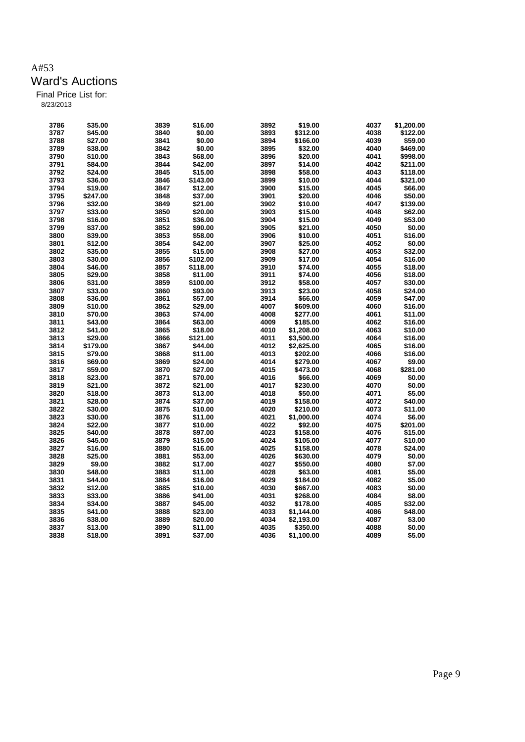A#53

# Ward's Auctions

Final Price List for:

8/23/2013

| Lot | Price | Lot | Price | Lot | Price | Lot | Price |
|---|---|---|---|---|---|---|---|
| 3786 | $35.00 | 3839 | $16.00 | 3892 | $19.00 | 4037 | $1,200.00 |
| 3787 | $45.00 | 3840 | $0.00 | 3893 | $312.00 | 4038 | $122.00 |
| 3788 | $27.00 | 3841 | $0.00 | 3894 | $166.00 | 4039 | $59.00 |
| 3789 | $38.00 | 3842 | $0.00 | 3895 | $32.00 | 4040 | $469.00 |
| 3790 | $10.00 | 3843 | $68.00 | 3896 | $20.00 | 4041 | $998.00 |
| 3791 | $84.00 | 3844 | $42.00 | 3897 | $14.00 | 4042 | $211.00 |
| 3792 | $24.00 | 3845 | $15.00 | 3898 | $58.00 | 4043 | $118.00 |
| 3793 | $36.00 | 3846 | $143.00 | 3899 | $10.00 | 4044 | $321.00 |
| 3794 | $19.00 | 3847 | $12.00 | 3900 | $15.00 | 4045 | $66.00 |
| 3795 | $247.00 | 3848 | $37.00 | 3901 | $20.00 | 4046 | $50.00 |
| 3796 | $32.00 | 3849 | $21.00 | 3902 | $10.00 | 4047 | $139.00 |
| 3797 | $33.00 | 3850 | $20.00 | 3903 | $15.00 | 4048 | $62.00 |
| 3798 | $16.00 | 3851 | $36.00 | 3904 | $15.00 | 4049 | $53.00 |
| 3799 | $37.00 | 3852 | $90.00 | 3905 | $21.00 | 4050 | $0.00 |
| 3800 | $39.00 | 3853 | $58.00 | 3906 | $10.00 | 4051 | $16.00 |
| 3801 | $12.00 | 3854 | $42.00 | 3907 | $25.00 | 4052 | $0.00 |
| 3802 | $35.00 | 3855 | $15.00 | 3908 | $27.00 | 4053 | $32.00 |
| 3803 | $30.00 | 3856 | $102.00 | 3909 | $17.00 | 4054 | $16.00 |
| 3804 | $46.00 | 3857 | $118.00 | 3910 | $74.00 | 4055 | $18.00 |
| 3805 | $29.00 | 3858 | $11.00 | 3911 | $74.00 | 4056 | $18.00 |
| 3806 | $31.00 | 3859 | $100.00 | 3912 | $58.00 | 4057 | $30.00 |
| 3807 | $33.00 | 3860 | $93.00 | 3913 | $23.00 | 4058 | $24.00 |
| 3808 | $36.00 | 3861 | $57.00 | 3914 | $66.00 | 4059 | $47.00 |
| 3809 | $10.00 | 3862 | $29.00 | 4007 | $609.00 | 4060 | $16.00 |
| 3810 | $70.00 | 3863 | $74.00 | 4008 | $277.00 | 4061 | $11.00 |
| 3811 | $43.00 | 3864 | $63.00 | 4009 | $185.00 | 4062 | $16.00 |
| 3812 | $41.00 | 3865 | $18.00 | 4010 | $1,208.00 | 4063 | $10.00 |
| 3813 | $29.00 | 3866 | $121.00 | 4011 | $3,500.00 | 4064 | $16.00 |
| 3814 | $179.00 | 3867 | $44.00 | 4012 | $2,625.00 | 4065 | $16.00 |
| 3815 | $79.00 | 3868 | $11.00 | 4013 | $202.00 | 4066 | $16.00 |
| 3816 | $69.00 | 3869 | $24.00 | 4014 | $279.00 | 4067 | $9.00 |
| 3817 | $59.00 | 3870 | $27.00 | 4015 | $473.00 | 4068 | $281.00 |
| 3818 | $23.00 | 3871 | $70.00 | 4016 | $66.00 | 4069 | $0.00 |
| 3819 | $21.00 | 3872 | $21.00 | 4017 | $230.00 | 4070 | $0.00 |
| 3820 | $18.00 | 3873 | $13.00 | 4018 | $50.00 | 4071 | $5.00 |
| 3821 | $28.00 | 3874 | $37.00 | 4019 | $158.00 | 4072 | $40.00 |
| 3822 | $30.00 | 3875 | $10.00 | 4020 | $210.00 | 4073 | $11.00 |
| 3823 | $30.00 | 3876 | $11.00 | 4021 | $1,000.00 | 4074 | $6.00 |
| 3824 | $22.00 | 3877 | $10.00 | 4022 | $92.00 | 4075 | $201.00 |
| 3825 | $40.00 | 3878 | $97.00 | 4023 | $158.00 | 4076 | $15.00 |
| 3826 | $45.00 | 3879 | $15.00 | 4024 | $105.00 | 4077 | $10.00 |
| 3827 | $16.00 | 3880 | $16.00 | 4025 | $158.00 | 4078 | $24.00 |
| 3828 | $25.00 | 3881 | $53.00 | 4026 | $630.00 | 4079 | $0.00 |
| 3829 | $9.00 | 3882 | $17.00 | 4027 | $550.00 | 4080 | $7.00 |
| 3830 | $48.00 | 3883 | $11.00 | 4028 | $63.00 | 4081 | $5.00 |
| 3831 | $44.00 | 3884 | $16.00 | 4029 | $184.00 | 4082 | $5.00 |
| 3832 | $12.00 | 3885 | $10.00 | 4030 | $667.00 | 4083 | $0.00 |
| 3833 | $33.00 | 3886 | $41.00 | 4031 | $268.00 | 4084 | $8.00 |
| 3834 | $34.00 | 3887 | $45.00 | 4032 | $178.00 | 4085 | $32.00 |
| 3835 | $41.00 | 3888 | $23.00 | 4033 | $1,144.00 | 4086 | $48.00 |
| 3836 | $38.00 | 3889 | $20.00 | 4034 | $2,193.00 | 4087 | $3.00 |
| 3837 | $13.00 | 3890 | $11.00 | 4035 | $350.00 | 4088 | $0.00 |
| 3838 | $18.00 | 3891 | $37.00 | 4036 | $1,100.00 | 4089 | $5.00 |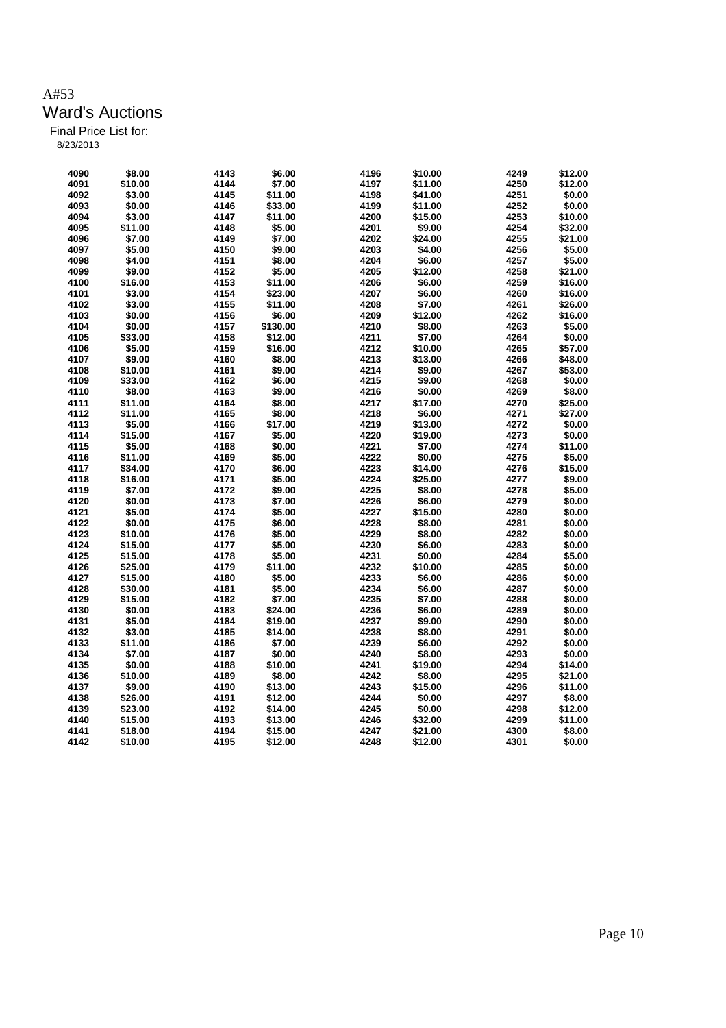A#53

# Ward's Auctions

Final Price List for:

8/23/2013

| Lot | Price | Lot | Price | Lot | Price | Lot | Price |
|---|---|---|---|---|---|---|---|
| 4090 | $8.00 | 4143 | $6.00 | 4196 | $10.00 | 4249 | $12.00 |
| 4091 | $10.00 | 4144 | $7.00 | 4197 | $11.00 | 4250 | $12.00 |
| 4092 | $3.00 | 4145 | $11.00 | 4198 | $41.00 | 4251 | $0.00 |
| 4093 | $0.00 | 4146 | $33.00 | 4199 | $11.00 | 4252 | $0.00 |
| 4094 | $3.00 | 4147 | $11.00 | 4200 | $15.00 | 4253 | $10.00 |
| 4095 | $11.00 | 4148 | $5.00 | 4201 | $9.00 | 4254 | $32.00 |
| 4096 | $7.00 | 4149 | $7.00 | 4202 | $24.00 | 4255 | $21.00 |
| 4097 | $5.00 | 4150 | $9.00 | 4203 | $4.00 | 4256 | $5.00 |
| 4098 | $4.00 | 4151 | $8.00 | 4204 | $6.00 | 4257 | $5.00 |
| 4099 | $9.00 | 4152 | $5.00 | 4205 | $12.00 | 4258 | $21.00 |
| 4100 | $16.00 | 4153 | $11.00 | 4206 | $6.00 | 4259 | $16.00 |
| 4101 | $3.00 | 4154 | $23.00 | 4207 | $6.00 | 4260 | $16.00 |
| 4102 | $3.00 | 4155 | $11.00 | 4208 | $7.00 | 4261 | $26.00 |
| 4103 | $0.00 | 4156 | $6.00 | 4209 | $12.00 | 4262 | $16.00 |
| 4104 | $0.00 | 4157 | $130.00 | 4210 | $8.00 | 4263 | $5.00 |
| 4105 | $33.00 | 4158 | $12.00 | 4211 | $7.00 | 4264 | $0.00 |
| 4106 | $5.00 | 4159 | $16.00 | 4212 | $10.00 | 4265 | $57.00 |
| 4107 | $9.00 | 4160 | $8.00 | 4213 | $13.00 | 4266 | $48.00 |
| 4108 | $10.00 | 4161 | $9.00 | 4214 | $9.00 | 4267 | $53.00 |
| 4109 | $33.00 | 4162 | $6.00 | 4215 | $9.00 | 4268 | $0.00 |
| 4110 | $8.00 | 4163 | $9.00 | 4216 | $0.00 | 4269 | $8.00 |
| 4111 | $11.00 | 4164 | $8.00 | 4217 | $17.00 | 4270 | $25.00 |
| 4112 | $11.00 | 4165 | $8.00 | 4218 | $6.00 | 4271 | $27.00 |
| 4113 | $5.00 | 4166 | $17.00 | 4219 | $13.00 | 4272 | $0.00 |
| 4114 | $15.00 | 4167 | $5.00 | 4220 | $19.00 | 4273 | $0.00 |
| 4115 | $5.00 | 4168 | $0.00 | 4221 | $7.00 | 4274 | $11.00 |
| 4116 | $11.00 | 4169 | $5.00 | 4222 | $0.00 | 4275 | $5.00 |
| 4117 | $34.00 | 4170 | $6.00 | 4223 | $14.00 | 4276 | $15.00 |
| 4118 | $16.00 | 4171 | $5.00 | 4224 | $25.00 | 4277 | $9.00 |
| 4119 | $7.00 | 4172 | $9.00 | 4225 | $8.00 | 4278 | $5.00 |
| 4120 | $0.00 | 4173 | $7.00 | 4226 | $6.00 | 4279 | $0.00 |
| 4121 | $5.00 | 4174 | $5.00 | 4227 | $15.00 | 4280 | $0.00 |
| 4122 | $0.00 | 4175 | $6.00 | 4228 | $8.00 | 4281 | $0.00 |
| 4123 | $10.00 | 4176 | $5.00 | 4229 | $8.00 | 4282 | $0.00 |
| 4124 | $15.00 | 4177 | $5.00 | 4230 | $6.00 | 4283 | $0.00 |
| 4125 | $15.00 | 4178 | $5.00 | 4231 | $0.00 | 4284 | $5.00 |
| 4126 | $25.00 | 4179 | $11.00 | 4232 | $10.00 | 4285 | $0.00 |
| 4127 | $15.00 | 4180 | $5.00 | 4233 | $6.00 | 4286 | $0.00 |
| 4128 | $30.00 | 4181 | $5.00 | 4234 | $6.00 | 4287 | $0.00 |
| 4129 | $15.00 | 4182 | $7.00 | 4235 | $7.00 | 4288 | $0.00 |
| 4130 | $0.00 | 4183 | $24.00 | 4236 | $6.00 | 4289 | $0.00 |
| 4131 | $5.00 | 4184 | $19.00 | 4237 | $9.00 | 4290 | $0.00 |
| 4132 | $3.00 | 4185 | $14.00 | 4238 | $8.00 | 4291 | $0.00 |
| 4133 | $11.00 | 4186 | $7.00 | 4239 | $6.00 | 4292 | $0.00 |
| 4134 | $7.00 | 4187 | $0.00 | 4240 | $8.00 | 4293 | $0.00 |
| 4135 | $0.00 | 4188 | $10.00 | 4241 | $19.00 | 4294 | $14.00 |
| 4136 | $10.00 | 4189 | $8.00 | 4242 | $8.00 | 4295 | $21.00 |
| 4137 | $9.00 | 4190 | $13.00 | 4243 | $15.00 | 4296 | $11.00 |
| 4138 | $26.00 | 4191 | $12.00 | 4244 | $0.00 | 4297 | $8.00 |
| 4139 | $23.00 | 4192 | $14.00 | 4245 | $0.00 | 4298 | $12.00 |
| 4140 | $15.00 | 4193 | $13.00 | 4246 | $32.00 | 4299 | $11.00 |
| 4141 | $18.00 | 4194 | $15.00 | 4247 | $21.00 | 4300 | $8.00 |
| 4142 | $10.00 | 4195 | $12.00 | 4248 | $12.00 | 4301 | $0.00 |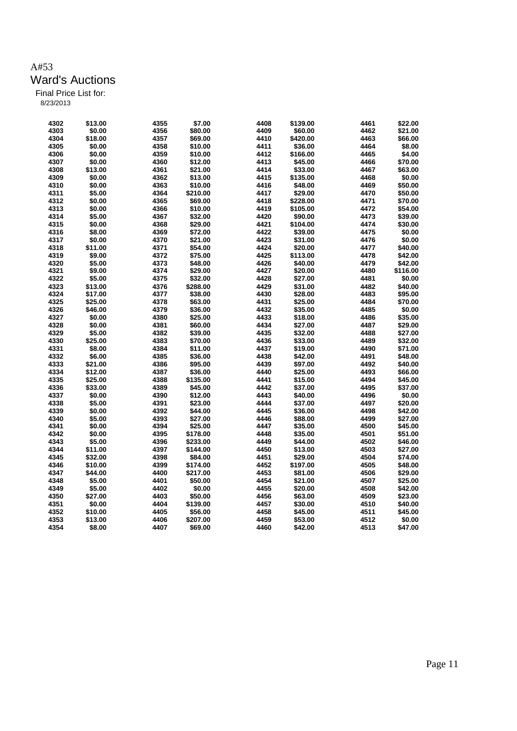A#53

# Ward's Auctions

Final Price List for:

8/23/2013

| Lot | Price | Lot | Price | Lot | Price | Lot | Price |
|---|---|---|---|---|---|---|---|
| 4302 | $13.00 | 4355 | $7.00 | 4408 | $139.00 | 4461 | $22.00 |
| 4303 | $0.00 | 4356 | $80.00 | 4409 | $60.00 | 4462 | $21.00 |
| 4304 | $18.00 | 4357 | $69.00 | 4410 | $420.00 | 4463 | $66.00 |
| 4305 | $0.00 | 4358 | $10.00 | 4411 | $36.00 | 4464 | $8.00 |
| 4306 | $0.00 | 4359 | $10.00 | 4412 | $166.00 | 4465 | $4.00 |
| 4307 | $0.00 | 4360 | $12.00 | 4413 | $45.00 | 4466 | $70.00 |
| 4308 | $13.00 | 4361 | $21.00 | 4414 | $33.00 | 4467 | $63.00 |
| 4309 | $0.00 | 4362 | $13.00 | 4415 | $135.00 | 4468 | $0.00 |
| 4310 | $0.00 | 4363 | $10.00 | 4416 | $48.00 | 4469 | $50.00 |
| 4311 | $5.00 | 4364 | $210.00 | 4417 | $29.00 | 4470 | $50.00 |
| 4312 | $0.00 | 4365 | $69.00 | 4418 | $228.00 | 4471 | $70.00 |
| 4313 | $0.00 | 4366 | $10.00 | 4419 | $105.00 | 4472 | $54.00 |
| 4314 | $5.00 | 4367 | $32.00 | 4420 | $90.00 | 4473 | $39.00 |
| 4315 | $0.00 | 4368 | $29.00 | 4421 | $104.00 | 4474 | $30.00 |
| 4316 | $8.00 | 4369 | $72.00 | 4422 | $39.00 | 4475 | $0.00 |
| 4317 | $0.00 | 4370 | $21.00 | 4423 | $31.00 | 4476 | $0.00 |
| 4318 | $11.00 | 4371 | $54.00 | 4424 | $20.00 | 4477 | $40.00 |
| 4319 | $9.00 | 4372 | $75.00 | 4425 | $113.00 | 4478 | $42.00 |
| 4320 | $5.00 | 4373 | $48.00 | 4426 | $40.00 | 4479 | $42.00 |
| 4321 | $9.00 | 4374 | $29.00 | 4427 | $20.00 | 4480 | $116.00 |
| 4322 | $5.00 | 4375 | $32.00 | 4428 | $27.00 | 4481 | $0.00 |
| 4323 | $13.00 | 4376 | $288.00 | 4429 | $31.00 | 4482 | $40.00 |
| 4324 | $17.00 | 4377 | $38.00 | 4430 | $28.00 | 4483 | $95.00 |
| 4325 | $25.00 | 4378 | $63.00 | 4431 | $25.00 | 4484 | $70.00 |
| 4326 | $46.00 | 4379 | $36.00 | 4432 | $35.00 | 4485 | $0.00 |
| 4327 | $0.00 | 4380 | $25.00 | 4433 | $18.00 | 4486 | $35.00 |
| 4328 | $0.00 | 4381 | $60.00 | 4434 | $27.00 | 4487 | $29.00 |
| 4329 | $5.00 | 4382 | $39.00 | 4435 | $32.00 | 4488 | $27.00 |
| 4330 | $25.00 | 4383 | $70.00 | 4436 | $33.00 | 4489 | $32.00 |
| 4331 | $8.00 | 4384 | $11.00 | 4437 | $19.00 | 4490 | $71.00 |
| 4332 | $6.00 | 4385 | $36.00 | 4438 | $42.00 | 4491 | $48.00 |
| 4333 | $21.00 | 4386 | $95.00 | 4439 | $97.00 | 4492 | $40.00 |
| 4334 | $12.00 | 4387 | $36.00 | 4440 | $25.00 | 4493 | $66.00 |
| 4335 | $25.00 | 4388 | $135.00 | 4441 | $15.00 | 4494 | $45.00 |
| 4336 | $33.00 | 4389 | $45.00 | 4442 | $37.00 | 4495 | $37.00 |
| 4337 | $0.00 | 4390 | $12.00 | 4443 | $40.00 | 4496 | $0.00 |
| 4338 | $5.00 | 4391 | $23.00 | 4444 | $37.00 | 4497 | $20.00 |
| 4339 | $0.00 | 4392 | $44.00 | 4445 | $36.00 | 4498 | $42.00 |
| 4340 | $5.00 | 4393 | $27.00 | 4446 | $88.00 | 4499 | $27.00 |
| 4341 | $0.00 | 4394 | $25.00 | 4447 | $35.00 | 4500 | $45.00 |
| 4342 | $0.00 | 4395 | $178.00 | 4448 | $35.00 | 4501 | $51.00 |
| 4343 | $5.00 | 4396 | $233.00 | 4449 | $44.00 | 4502 | $46.00 |
| 4344 | $11.00 | 4397 | $144.00 | 4450 | $13.00 | 4503 | $27.00 |
| 4345 | $32.00 | 4398 | $84.00 | 4451 | $29.00 | 4504 | $74.00 |
| 4346 | $10.00 | 4399 | $174.00 | 4452 | $197.00 | 4505 | $48.00 |
| 4347 | $44.00 | 4400 | $217.00 | 4453 | $81.00 | 4506 | $29.00 |
| 4348 | $5.00 | 4401 | $50.00 | 4454 | $21.00 | 4507 | $25.00 |
| 4349 | $5.00 | 4402 | $0.00 | 4455 | $20.00 | 4508 | $42.00 |
| 4350 | $27.00 | 4403 | $50.00 | 4456 | $63.00 | 4509 | $23.00 |
| 4351 | $0.00 | 4404 | $139.00 | 4457 | $30.00 | 4510 | $40.00 |
| 4352 | $10.00 | 4405 | $56.00 | 4458 | $45.00 | 4511 | $45.00 |
| 4353 | $13.00 | 4406 | $207.00 | 4459 | $53.00 | 4512 | $0.00 |
| 4354 | $8.00 | 4407 | $69.00 | 4460 | $42.00 | 4513 | $47.00 |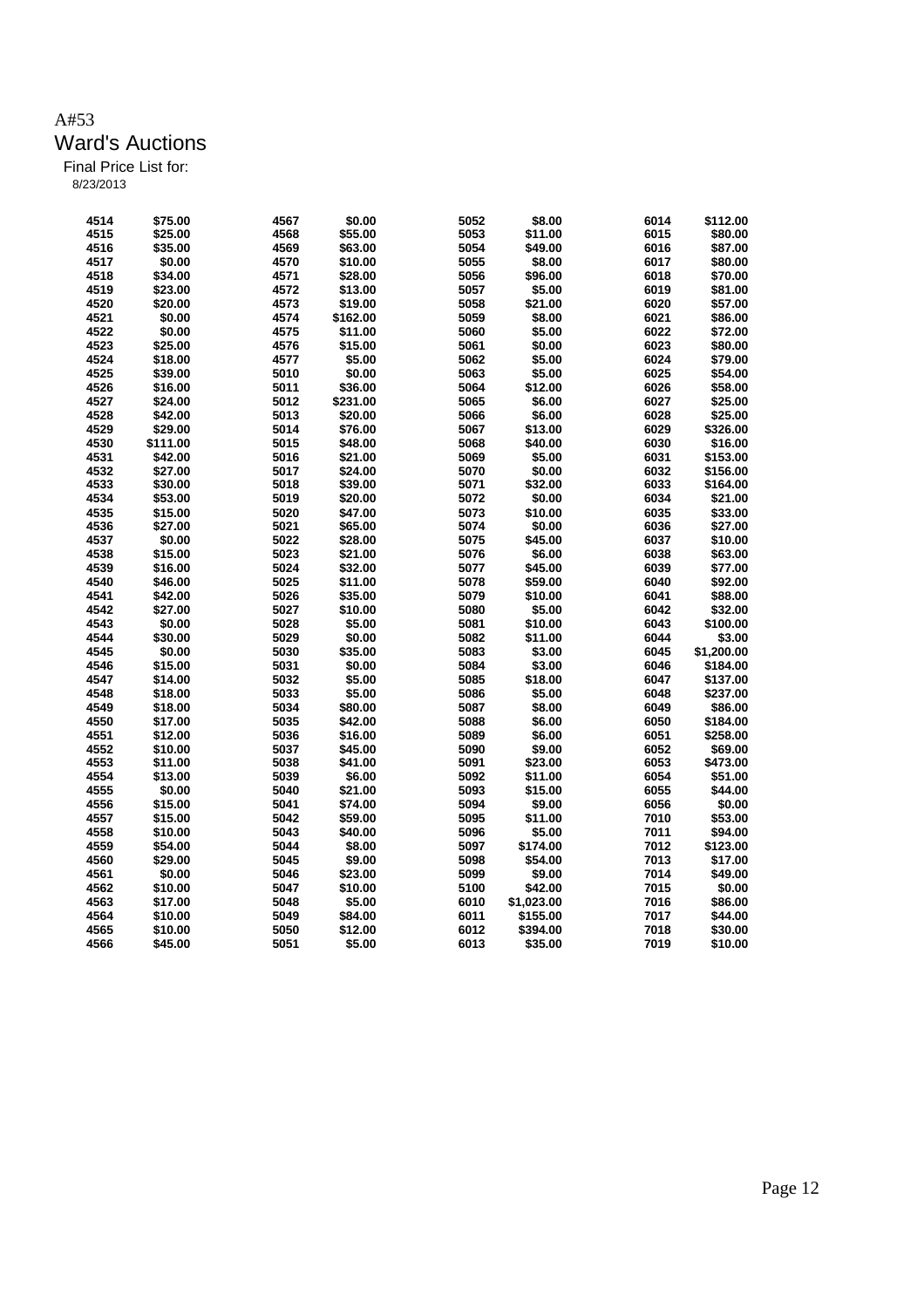A#53

# Ward's Auctions

Final Price List for:

8/23/2013

| Lot | Price | Lot | Price | Lot | Price | Lot | Price |
|---|---|---|---|---|---|---|---|
| 4514 | $75.00 | 4567 | $0.00 | 5052 | $8.00 | 6014 | $112.00 |
| 4515 | $25.00 | 4568 | $55.00 | 5053 | $11.00 | 6015 | $80.00 |
| 4516 | $35.00 | 4569 | $63.00 | 5054 | $49.00 | 6016 | $87.00 |
| 4517 | $0.00 | 4570 | $10.00 | 5055 | $8.00 | 6017 | $80.00 |
| 4518 | $34.00 | 4571 | $28.00 | 5056 | $96.00 | 6018 | $70.00 |
| 4519 | $23.00 | 4572 | $13.00 | 5057 | $5.00 | 6019 | $81.00 |
| 4520 | $20.00 | 4573 | $19.00 | 5058 | $21.00 | 6020 | $57.00 |
| 4521 | $0.00 | 4574 | $162.00 | 5059 | $8.00 | 6021 | $86.00 |
| 4522 | $0.00 | 4575 | $11.00 | 5060 | $5.00 | 6022 | $72.00 |
| 4523 | $25.00 | 4576 | $15.00 | 5061 | $0.00 | 6023 | $80.00 |
| 4524 | $18.00 | 4577 | $5.00 | 5062 | $5.00 | 6024 | $79.00 |
| 4525 | $39.00 | 5010 | $0.00 | 5063 | $5.00 | 6025 | $54.00 |
| 4526 | $16.00 | 5011 | $36.00 | 5064 | $12.00 | 6026 | $58.00 |
| 4527 | $24.00 | 5012 | $231.00 | 5065 | $6.00 | 6027 | $25.00 |
| 4528 | $42.00 | 5013 | $20.00 | 5066 | $6.00 | 6028 | $25.00 |
| 4529 | $29.00 | 5014 | $76.00 | 5067 | $13.00 | 6029 | $326.00 |
| 4530 | $111.00 | 5015 | $48.00 | 5068 | $40.00 | 6030 | $16.00 |
| 4531 | $42.00 | 5016 | $21.00 | 5069 | $5.00 | 6031 | $153.00 |
| 4532 | $27.00 | 5017 | $24.00 | 5070 | $0.00 | 6032 | $156.00 |
| 4533 | $30.00 | 5018 | $39.00 | 5071 | $32.00 | 6033 | $164.00 |
| 4534 | $53.00 | 5019 | $20.00 | 5072 | $0.00 | 6034 | $21.00 |
| 4535 | $15.00 | 5020 | $47.00 | 5073 | $10.00 | 6035 | $33.00 |
| 4536 | $27.00 | 5021 | $65.00 | 5074 | $0.00 | 6036 | $27.00 |
| 4537 | $0.00 | 5022 | $28.00 | 5075 | $45.00 | 6037 | $10.00 |
| 4538 | $15.00 | 5023 | $21.00 | 5076 | $6.00 | 6038 | $63.00 |
| 4539 | $16.00 | 5024 | $32.00 | 5077 | $45.00 | 6039 | $77.00 |
| 4540 | $46.00 | 5025 | $11.00 | 5078 | $59.00 | 6040 | $92.00 |
| 4541 | $42.00 | 5026 | $35.00 | 5079 | $10.00 | 6041 | $88.00 |
| 4542 | $27.00 | 5027 | $10.00 | 5080 | $5.00 | 6042 | $32.00 |
| 4543 | $0.00 | 5028 | $5.00 | 5081 | $10.00 | 6043 | $100.00 |
| 4544 | $30.00 | 5029 | $0.00 | 5082 | $11.00 | 6044 | $3.00 |
| 4545 | $0.00 | 5030 | $35.00 | 5083 | $3.00 | 6045 | $1,200.00 |
| 4546 | $15.00 | 5031 | $0.00 | 5084 | $3.00 | 6046 | $184.00 |
| 4547 | $14.00 | 5032 | $5.00 | 5085 | $18.00 | 6047 | $137.00 |
| 4548 | $18.00 | 5033 | $5.00 | 5086 | $5.00 | 6048 | $237.00 |
| 4549 | $18.00 | 5034 | $80.00 | 5087 | $8.00 | 6049 | $86.00 |
| 4550 | $17.00 | 5035 | $42.00 | 5088 | $6.00 | 6050 | $184.00 |
| 4551 | $12.00 | 5036 | $16.00 | 5089 | $6.00 | 6051 | $258.00 |
| 4552 | $10.00 | 5037 | $45.00 | 5090 | $9.00 | 6052 | $69.00 |
| 4553 | $11.00 | 5038 | $41.00 | 5091 | $23.00 | 6053 | $473.00 |
| 4554 | $13.00 | 5039 | $6.00 | 5092 | $11.00 | 6054 | $51.00 |
| 4555 | $0.00 | 5040 | $21.00 | 5093 | $15.00 | 6055 | $44.00 |
| 4556 | $15.00 | 5041 | $74.00 | 5094 | $9.00 | 6056 | $0.00 |
| 4557 | $15.00 | 5042 | $59.00 | 5095 | $11.00 | 7010 | $53.00 |
| 4558 | $10.00 | 5043 | $40.00 | 5096 | $5.00 | 7011 | $94.00 |
| 4559 | $54.00 | 5044 | $8.00 | 5097 | $174.00 | 7012 | $123.00 |
| 4560 | $29.00 | 5045 | $9.00 | 5098 | $54.00 | 7013 | $17.00 |
| 4561 | $0.00 | 5046 | $23.00 | 5099 | $9.00 | 7014 | $49.00 |
| 4562 | $10.00 | 5047 | $10.00 | 5100 | $42.00 | 7015 | $0.00 |
| 4563 | $17.00 | 5048 | $5.00 | 6010 | $1,023.00 | 7016 | $86.00 |
| 4564 | $10.00 | 5049 | $84.00 | 6011 | $155.00 | 7017 | $44.00 |
| 4565 | $10.00 | 5050 | $12.00 | 6012 | $394.00 | 7018 | $30.00 |
| 4566 | $45.00 | 5051 | $5.00 | 6013 | $35.00 | 7019 | $10.00 |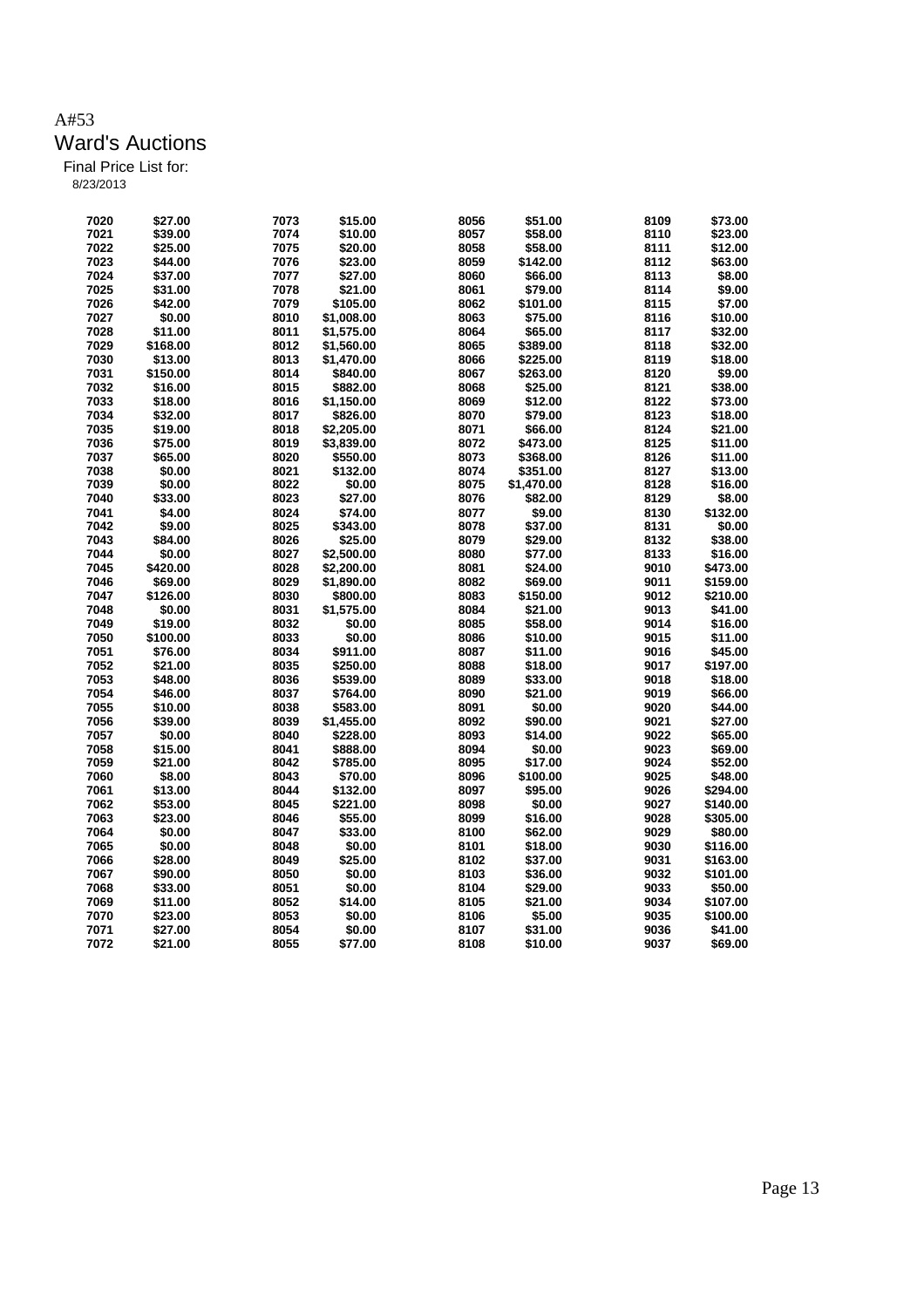A#53

# Ward's Auctions

Final Price List for:

8/23/2013

| Lot | Price | Lot | Price | Lot | Price | Lot | Price |
|---|---|---|---|---|---|---|---|
| 7020 | $27.00 | 7073 | $15.00 | 8056 | $51.00 | 8109 | $73.00 |
| 7021 | $39.00 | 7074 | $10.00 | 8057 | $58.00 | 8110 | $23.00 |
| 7022 | $25.00 | 7075 | $20.00 | 8058 | $58.00 | 8111 | $12.00 |
| 7023 | $44.00 | 7076 | $23.00 | 8059 | $142.00 | 8112 | $63.00 |
| 7024 | $37.00 | 7077 | $27.00 | 8060 | $66.00 | 8113 | $8.00 |
| 7025 | $31.00 | 7078 | $21.00 | 8061 | $79.00 | 8114 | $9.00 |
| 7026 | $42.00 | 7079 | $105.00 | 8062 | $101.00 | 8115 | $7.00 |
| 7027 | $0.00 | 8010 | $1,008.00 | 8063 | $75.00 | 8116 | $10.00 |
| 7028 | $11.00 | 8011 | $1,575.00 | 8064 | $65.00 | 8117 | $32.00 |
| 7029 | $168.00 | 8012 | $1,560.00 | 8065 | $389.00 | 8118 | $32.00 |
| 7030 | $13.00 | 8013 | $1,470.00 | 8066 | $225.00 | 8119 | $18.00 |
| 7031 | $150.00 | 8014 | $840.00 | 8067 | $263.00 | 8120 | $9.00 |
| 7032 | $16.00 | 8015 | $882.00 | 8068 | $25.00 | 8121 | $38.00 |
| 7033 | $18.00 | 8016 | $1,150.00 | 8069 | $12.00 | 8122 | $73.00 |
| 7034 | $32.00 | 8017 | $826.00 | 8070 | $79.00 | 8123 | $18.00 |
| 7035 | $19.00 | 8018 | $2,205.00 | 8071 | $66.00 | 8124 | $21.00 |
| 7036 | $75.00 | 8019 | $3,839.00 | 8072 | $473.00 | 8125 | $11.00 |
| 7037 | $65.00 | 8020 | $550.00 | 8073 | $368.00 | 8126 | $11.00 |
| 7038 | $0.00 | 8021 | $132.00 | 8074 | $351.00 | 8127 | $13.00 |
| 7039 | $0.00 | 8022 | $0.00 | 8075 | $1,470.00 | 8128 | $16.00 |
| 7040 | $33.00 | 8023 | $27.00 | 8076 | $82.00 | 8129 | $8.00 |
| 7041 | $4.00 | 8024 | $74.00 | 8077 | $9.00 | 8130 | $132.00 |
| 7042 | $9.00 | 8025 | $343.00 | 8078 | $37.00 | 8131 | $0.00 |
| 7043 | $84.00 | 8026 | $25.00 | 8079 | $29.00 | 8132 | $38.00 |
| 7044 | $0.00 | 8027 | $2,500.00 | 8080 | $77.00 | 8133 | $16.00 |
| 7045 | $420.00 | 8028 | $2,200.00 | 8081 | $24.00 | 9010 | $473.00 |
| 7046 | $69.00 | 8029 | $1,890.00 | 8082 | $69.00 | 9011 | $159.00 |
| 7047 | $126.00 | 8030 | $800.00 | 8083 | $150.00 | 9012 | $210.00 |
| 7048 | $0.00 | 8031 | $1,575.00 | 8084 | $21.00 | 9013 | $41.00 |
| 7049 | $19.00 | 8032 | $0.00 | 8085 | $58.00 | 9014 | $16.00 |
| 7050 | $100.00 | 8033 | $0.00 | 8086 | $10.00 | 9015 | $11.00 |
| 7051 | $76.00 | 8034 | $911.00 | 8087 | $11.00 | 9016 | $45.00 |
| 7052 | $21.00 | 8035 | $250.00 | 8088 | $18.00 | 9017 | $197.00 |
| 7053 | $48.00 | 8036 | $539.00 | 8089 | $33.00 | 9018 | $18.00 |
| 7054 | $46.00 | 8037 | $764.00 | 8090 | $21.00 | 9019 | $66.00 |
| 7055 | $10.00 | 8038 | $583.00 | 8091 | $0.00 | 9020 | $44.00 |
| 7056 | $39.00 | 8039 | $1,455.00 | 8092 | $90.00 | 9021 | $27.00 |
| 7057 | $0.00 | 8040 | $228.00 | 8093 | $14.00 | 9022 | $65.00 |
| 7058 | $15.00 | 8041 | $888.00 | 8094 | $0.00 | 9023 | $69.00 |
| 7059 | $21.00 | 8042 | $785.00 | 8095 | $17.00 | 9024 | $52.00 |
| 7060 | $8.00 | 8043 | $70.00 | 8096 | $100.00 | 9025 | $48.00 |
| 7061 | $13.00 | 8044 | $132.00 | 8097 | $95.00 | 9026 | $294.00 |
| 7062 | $53.00 | 8045 | $221.00 | 8098 | $0.00 | 9027 | $140.00 |
| 7063 | $23.00 | 8046 | $55.00 | 8099 | $16.00 | 9028 | $305.00 |
| 7064 | $0.00 | 8047 | $33.00 | 8100 | $62.00 | 9029 | $80.00 |
| 7065 | $0.00 | 8048 | $0.00 | 8101 | $18.00 | 9030 | $116.00 |
| 7066 | $28.00 | 8049 | $25.00 | 8102 | $37.00 | 9031 | $163.00 |
| 7067 | $90.00 | 8050 | $0.00 | 8103 | $36.00 | 9032 | $101.00 |
| 7068 | $33.00 | 8051 | $0.00 | 8104 | $29.00 | 9033 | $50.00 |
| 7069 | $11.00 | 8052 | $14.00 | 8105 | $21.00 | 9034 | $107.00 |
| 7070 | $23.00 | 8053 | $0.00 | 8106 | $5.00 | 9035 | $100.00 |
| 7071 | $27.00 | 8054 | $0.00 | 8107 | $31.00 | 9036 | $41.00 |
| 7072 | $21.00 | 8055 | $77.00 | 8108 | $10.00 | 9037 | $69.00 |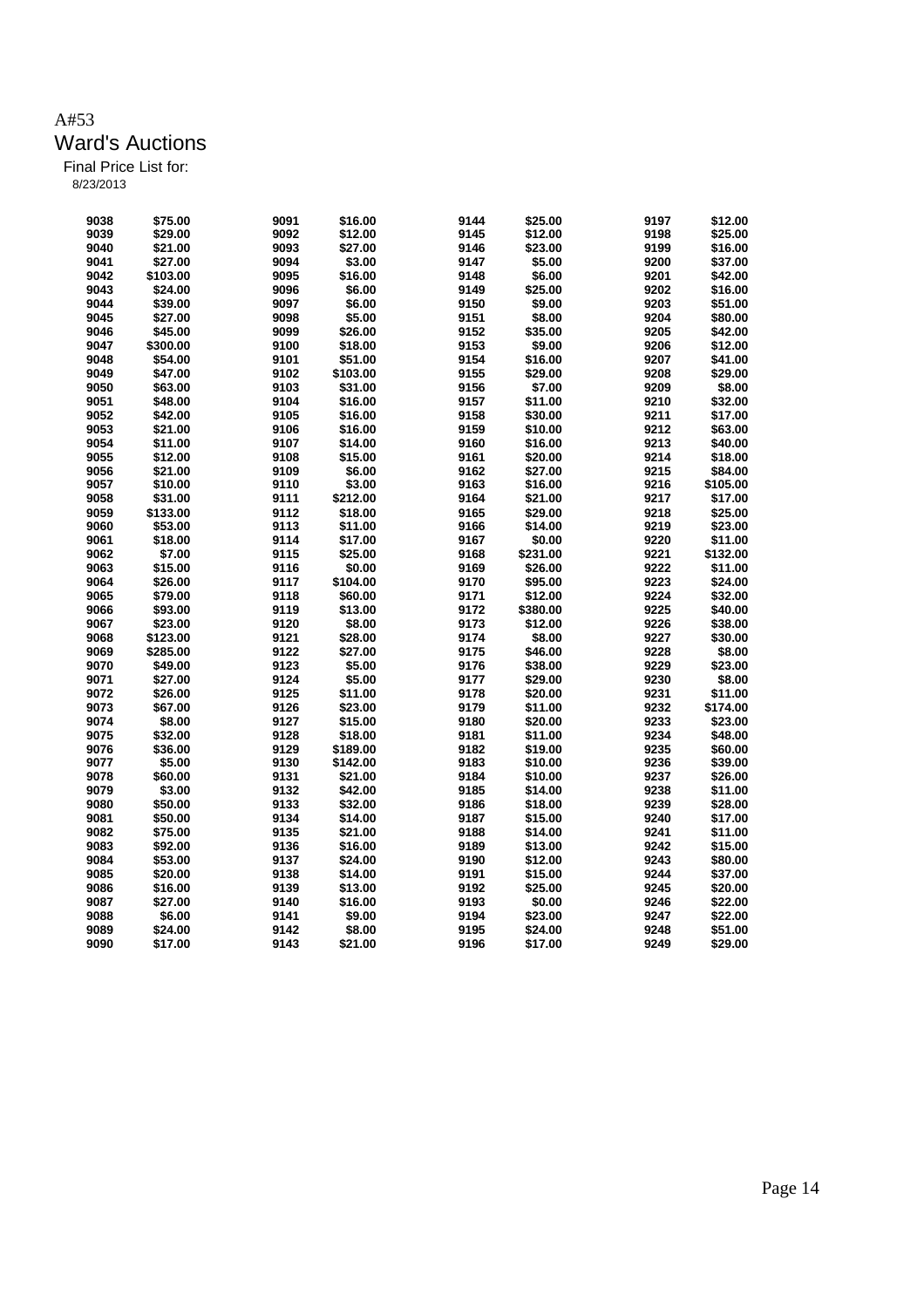A#53

# Ward's Auctions

Final Price List for:

8/23/2013

| | | | | | | | |
|---|---|---|---|---|---|---|---|
| 9038 | $75.00 | 9091 | $16.00 | 9144 | $25.00 | 9197 | $12.00 |
| 9039 | $29.00 | 9092 | $12.00 | 9145 | $12.00 | 9198 | $25.00 |
| 9040 | $21.00 | 9093 | $27.00 | 9146 | $23.00 | 9199 | $16.00 |
| 9041 | $27.00 | 9094 | $3.00 | 9147 | $5.00 | 9200 | $37.00 |
| 9042 | $103.00 | 9095 | $16.00 | 9148 | $6.00 | 9201 | $42.00 |
| 9043 | $24.00 | 9096 | $6.00 | 9149 | $25.00 | 9202 | $16.00 |
| 9044 | $39.00 | 9097 | $6.00 | 9150 | $9.00 | 9203 | $51.00 |
| 9045 | $27.00 | 9098 | $5.00 | 9151 | $8.00 | 9204 | $80.00 |
| 9046 | $45.00 | 9099 | $26.00 | 9152 | $35.00 | 9205 | $42.00 |
| 9047 | $300.00 | 9100 | $18.00 | 9153 | $9.00 | 9206 | $12.00 |
| 9048 | $54.00 | 9101 | $51.00 | 9154 | $16.00 | 9207 | $41.00 |
| 9049 | $47.00 | 9102 | $103.00 | 9155 | $29.00 | 9208 | $29.00 |
| 9050 | $63.00 | 9103 | $31.00 | 9156 | $7.00 | 9209 | $8.00 |
| 9051 | $48.00 | 9104 | $16.00 | 9157 | $11.00 | 9210 | $32.00 |
| 9052 | $42.00 | 9105 | $16.00 | 9158 | $30.00 | 9211 | $17.00 |
| 9053 | $21.00 | 9106 | $16.00 | 9159 | $10.00 | 9212 | $63.00 |
| 9054 | $11.00 | 9107 | $14.00 | 9160 | $16.00 | 9213 | $40.00 |
| 9055 | $12.00 | 9108 | $15.00 | 9161 | $20.00 | 9214 | $18.00 |
| 9056 | $21.00 | 9109 | $6.00 | 9162 | $27.00 | 9215 | $84.00 |
| 9057 | $10.00 | 9110 | $3.00 | 9163 | $16.00 | 9216 | $105.00 |
| 9058 | $31.00 | 9111 | $212.00 | 9164 | $21.00 | 9217 | $17.00 |
| 9059 | $133.00 | 9112 | $18.00 | 9165 | $29.00 | 9218 | $25.00 |
| 9060 | $53.00 | 9113 | $11.00 | 9166 | $14.00 | 9219 | $23.00 |
| 9061 | $18.00 | 9114 | $17.00 | 9167 | $0.00 | 9220 | $11.00 |
| 9062 | $7.00 | 9115 | $25.00 | 9168 | $231.00 | 9221 | $132.00 |
| 9063 | $15.00 | 9116 | $0.00 | 9169 | $26.00 | 9222 | $11.00 |
| 9064 | $26.00 | 9117 | $104.00 | 9170 | $95.00 | 9223 | $24.00 |
| 9065 | $79.00 | 9118 | $60.00 | 9171 | $12.00 | 9224 | $32.00 |
| 9066 | $93.00 | 9119 | $13.00 | 9172 | $380.00 | 9225 | $40.00 |
| 9067 | $23.00 | 9120 | $8.00 | 9173 | $12.00 | 9226 | $38.00 |
| 9068 | $123.00 | 9121 | $28.00 | 9174 | $8.00 | 9227 | $30.00 |
| 9069 | $285.00 | 9122 | $27.00 | 9175 | $46.00 | 9228 | $8.00 |
| 9070 | $49.00 | 9123 | $5.00 | 9176 | $38.00 | 9229 | $23.00 |
| 9071 | $27.00 | 9124 | $5.00 | 9177 | $29.00 | 9230 | $8.00 |
| 9072 | $26.00 | 9125 | $11.00 | 9178 | $20.00 | 9231 | $11.00 |
| 9073 | $67.00 | 9126 | $23.00 | 9179 | $11.00 | 9232 | $174.00 |
| 9074 | $8.00 | 9127 | $15.00 | 9180 | $20.00 | 9233 | $23.00 |
| 9075 | $32.00 | 9128 | $18.00 | 9181 | $11.00 | 9234 | $48.00 |
| 9076 | $36.00 | 9129 | $189.00 | 9182 | $19.00 | 9235 | $60.00 |
| 9077 | $5.00 | 9130 | $142.00 | 9183 | $10.00 | 9236 | $39.00 |
| 9078 | $60.00 | 9131 | $21.00 | 9184 | $10.00 | 9237 | $26.00 |
| 9079 | $3.00 | 9132 | $42.00 | 9185 | $14.00 | 9238 | $11.00 |
| 9080 | $50.00 | 9133 | $32.00 | 9186 | $18.00 | 9239 | $28.00 |
| 9081 | $50.00 | 9134 | $14.00 | 9187 | $15.00 | 9240 | $17.00 |
| 9082 | $75.00 | 9135 | $21.00 | 9188 | $14.00 | 9241 | $11.00 |
| 9083 | $92.00 | 9136 | $16.00 | 9189 | $13.00 | 9242 | $15.00 |
| 9084 | $53.00 | 9137 | $24.00 | 9190 | $12.00 | 9243 | $80.00 |
| 9085 | $20.00 | 9138 | $14.00 | 9191 | $15.00 | 9244 | $37.00 |
| 9086 | $16.00 | 9139 | $13.00 | 9192 | $25.00 | 9245 | $20.00 |
| 9087 | $27.00 | 9140 | $16.00 | 9193 | $0.00 | 9246 | $22.00 |
| 9088 | $6.00 | 9141 | $9.00 | 9194 | $23.00 | 9247 | $22.00 |
| 9089 | $24.00 | 9142 | $8.00 | 9195 | $24.00 | 9248 | $51.00 |
| 9090 | $17.00 | 9143 | $21.00 | 9196 | $17.00 | 9249 | $29.00 |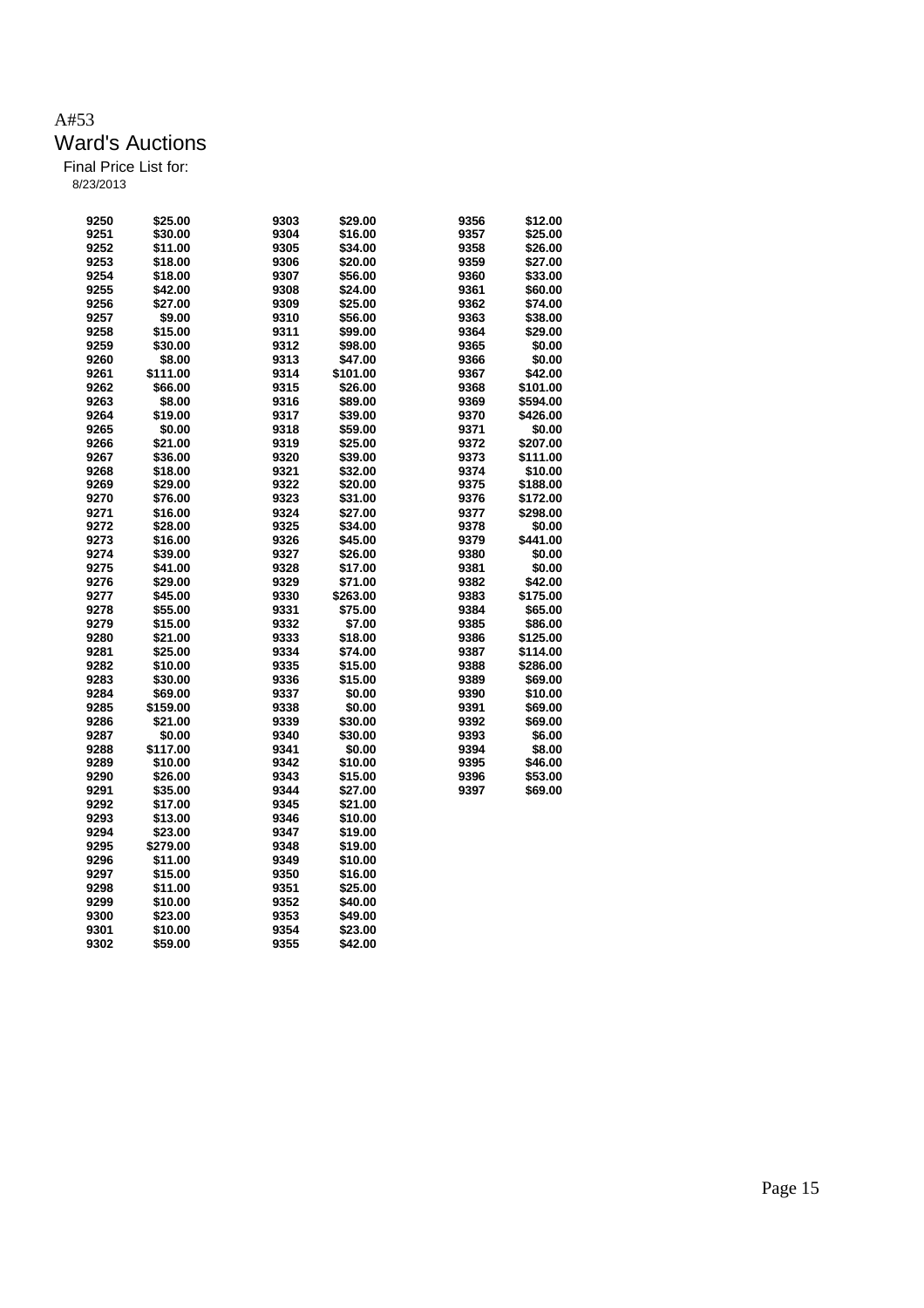A#53

# Ward's Auctions

Final Price List for:

8/23/2013

| | | | | | |
|---|---|---|---|---|---|
| 9250 | $25.00 | 9303 | $29.00 | 9356 | $12.00 |
| 9251 | $30.00 | 9304 | $16.00 | 9357 | $25.00 |
| 9252 | $11.00 | 9305 | $34.00 | 9358 | $26.00 |
| 9253 | $18.00 | 9306 | $20.00 | 9359 | $27.00 |
| 9254 | $18.00 | 9307 | $56.00 | 9360 | $33.00 |
| 9255 | $42.00 | 9308 | $24.00 | 9361 | $60.00 |
| 9256 | $27.00 | 9309 | $25.00 | 9362 | $74.00 |
| 9257 | $9.00 | 9310 | $56.00 | 9363 | $38.00 |
| 9258 | $15.00 | 9311 | $99.00 | 9364 | $29.00 |
| 9259 | $30.00 | 9312 | $98.00 | 9365 | $0.00 |
| 9260 | $8.00 | 9313 | $47.00 | 9366 | $0.00 |
| 9261 | $111.00 | 9314 | $101.00 | 9367 | $42.00 |
| 9262 | $66.00 | 9315 | $26.00 | 9368 | $101.00 |
| 9263 | $8.00 | 9316 | $89.00 | 9369 | $594.00 |
| 9264 | $19.00 | 9317 | $39.00 | 9370 | $426.00 |
| 9265 | $0.00 | 9318 | $59.00 | 9371 | $0.00 |
| 9266 | $21.00 | 9319 | $25.00 | 9372 | $207.00 |
| 9267 | $36.00 | 9320 | $39.00 | 9373 | $111.00 |
| 9268 | $18.00 | 9321 | $32.00 | 9374 | $10.00 |
| 9269 | $29.00 | 9322 | $20.00 | 9375 | $188.00 |
| 9270 | $76.00 | 9323 | $31.00 | 9376 | $172.00 |
| 9271 | $16.00 | 9324 | $27.00 | 9377 | $298.00 |
| 9272 | $28.00 | 9325 | $34.00 | 9378 | $0.00 |
| 9273 | $16.00 | 9326 | $45.00 | 9379 | $441.00 |
| 9274 | $39.00 | 9327 | $26.00 | 9380 | $0.00 |
| 9275 | $41.00 | 9328 | $17.00 | 9381 | $0.00 |
| 9276 | $29.00 | 9329 | $71.00 | 9382 | $42.00 |
| 9277 | $45.00 | 9330 | $263.00 | 9383 | $175.00 |
| 9278 | $55.00 | 9331 | $75.00 | 9384 | $65.00 |
| 9279 | $15.00 | 9332 | $7.00 | 9385 | $86.00 |
| 9280 | $21.00 | 9333 | $18.00 | 9386 | $125.00 |
| 9281 | $25.00 | 9334 | $74.00 | 9387 | $114.00 |
| 9282 | $10.00 | 9335 | $15.00 | 9388 | $286.00 |
| 9283 | $30.00 | 9336 | $15.00 | 9389 | $69.00 |
| 9284 | $69.00 | 9337 | $0.00 | 9390 | $10.00 |
| 9285 | $159.00 | 9338 | $0.00 | 9391 | $69.00 |
| 9286 | $21.00 | 9339 | $30.00 | 9392 | $69.00 |
| 9287 | $0.00 | 9340 | $30.00 | 9393 | $6.00 |
| 9288 | $117.00 | 9341 | $0.00 | 9394 | $8.00 |
| 9289 | $10.00 | 9342 | $10.00 | 9395 | $46.00 |
| 9290 | $26.00 | 9343 | $15.00 | 9396 | $53.00 |
| 9291 | $35.00 | 9344 | $27.00 | 9397 | $69.00 |
| 9292 | $17.00 | 9345 | $21.00 | | |
| 9293 | $13.00 | 9346 | $10.00 | | |
| 9294 | $23.00 | 9347 | $19.00 | | |
| 9295 | $279.00 | 9348 | $19.00 | | |
| 9296 | $11.00 | 9349 | $10.00 | | |
| 9297 | $15.00 | 9350 | $16.00 | | |
| 9298 | $11.00 | 9351 | $25.00 | | |
| 9299 | $10.00 | 9352 | $40.00 | | |
| 9300 | $23.00 | 9353 | $49.00 | | |
| 9301 | $10.00 | 9354 | $23.00 | | |
| 9302 | $59.00 | 9355 | $42.00 | | |